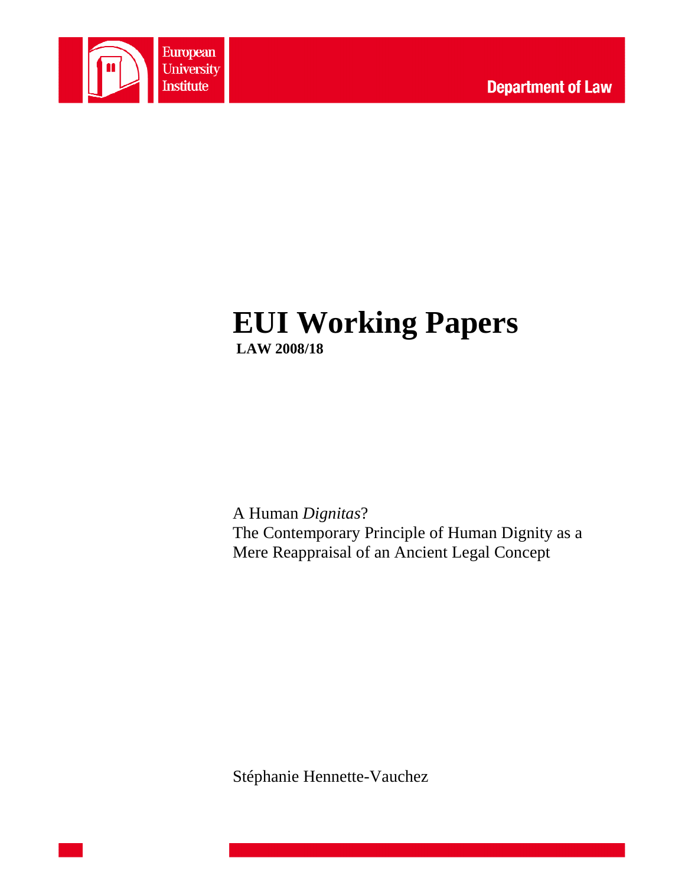European University Institute

Department of Law

# EUI Working Papers

**LAW 2008/18**

A Human *Dignitas*?
The Contemporary Principle of Human Dignity as a Mere Reappraisal of an Ancient Legal Concept

Stéphanie Hennette-Vauchez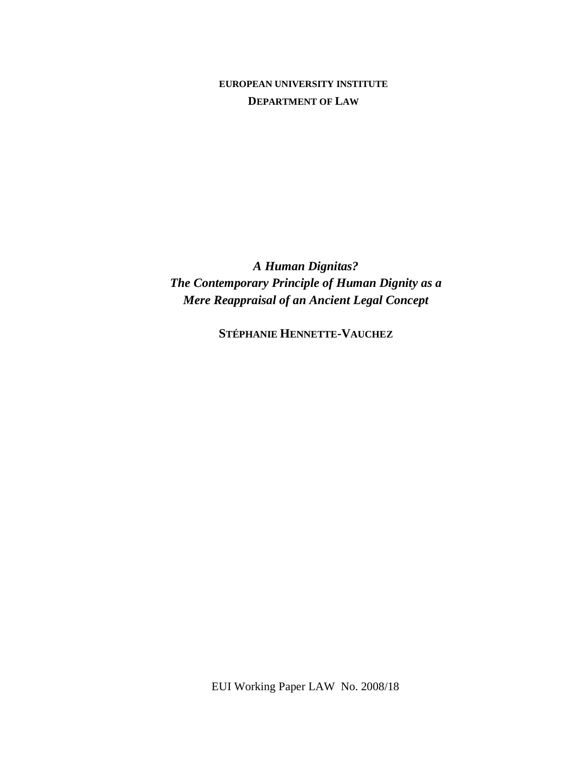**EUROPEAN UNIVERSITY INSTITUTE**

**DEPARTMENT OF LAW**

# *A Human Dignitas?*
# *The Contemporary Principle of Human Dignity as a Mere Reappraisal of an Ancient Legal Concept*

**STÉPHANIE HENNETTE-VAUCHEZ**

EUI Working Paper LAW No. 2008/18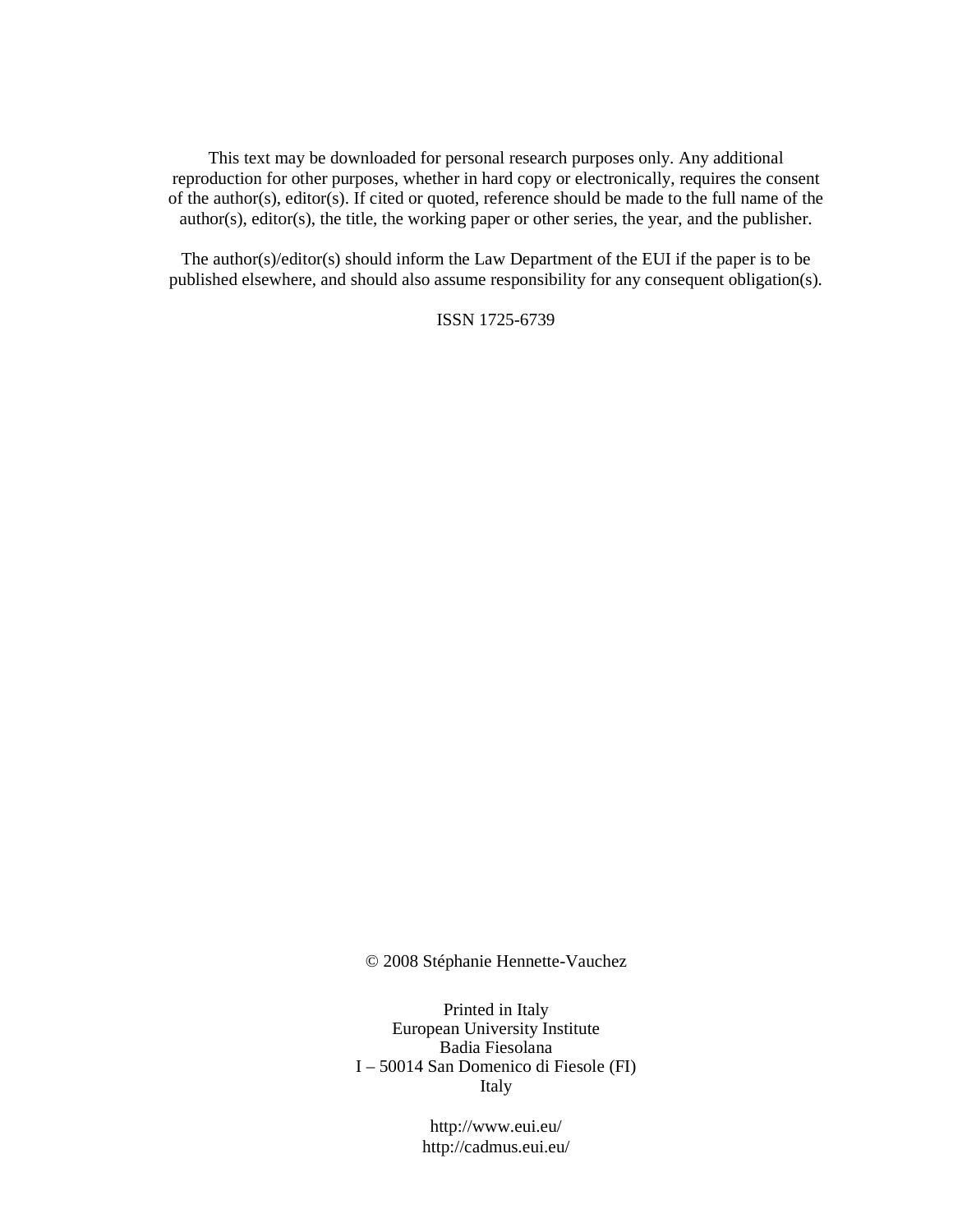This text may be downloaded for personal research purposes only. Any additional reproduction for other purposes, whether in hard copy or electronically, requires the consent of the author(s), editor(s). If cited or quoted, reference should be made to the full name of the author(s), editor(s), the title, the working paper or other series, the year, and the publisher.

The author(s)/editor(s) should inform the Law Department of the EUI if the paper is to be published elsewhere, and should also assume responsibility for any consequent obligation(s).

ISSN 1725-6739

© 2008 Stéphanie Hennette-Vauchez

Printed in Italy
European University Institute
Badia Fiesolana
I – 50014 San Domenico di Fiesole (FI)
Italy

http://www.eui.eu/
http://cadmus.eui.eu/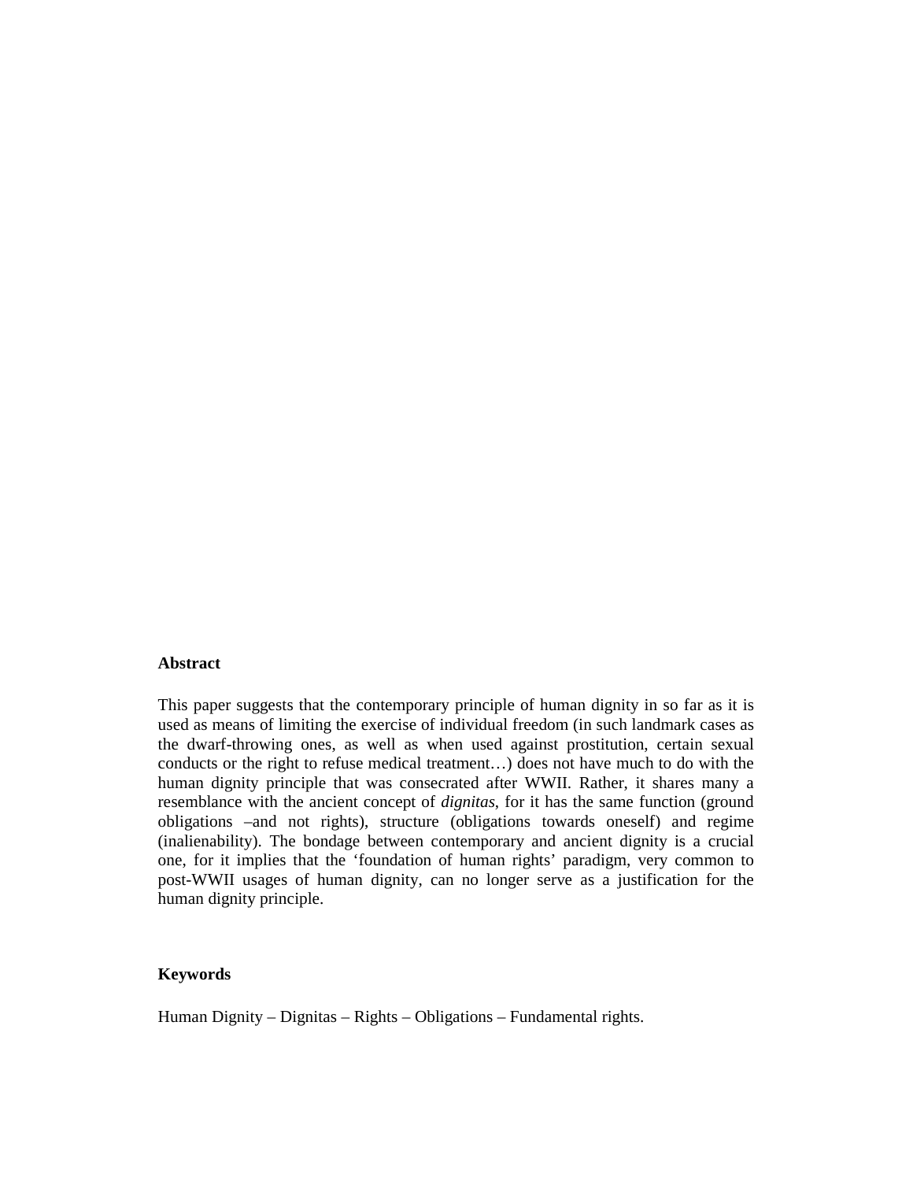## Abstract

This paper suggests that the contemporary principle of human dignity in so far as it is used as means of limiting the exercise of individual freedom (in such landmark cases as the dwarf-throwing ones, as well as when used against prostitution, certain sexual conducts or the right to refuse medical treatment…) does not have much to do with the human dignity principle that was consecrated after WWII. Rather, it shares many a resemblance with the ancient concept of *dignitas*, for it has the same function (ground obligations –and not rights), structure (obligations towards oneself) and regime (inalienability). The bondage between contemporary and ancient dignity is a crucial one, for it implies that the 'foundation of human rights' paradigm, very common to post-WWII usages of human dignity, can no longer serve as a justification for the human dignity principle.

## Keywords

Human Dignity – Dignitas – Rights – Obligations – Fundamental rights.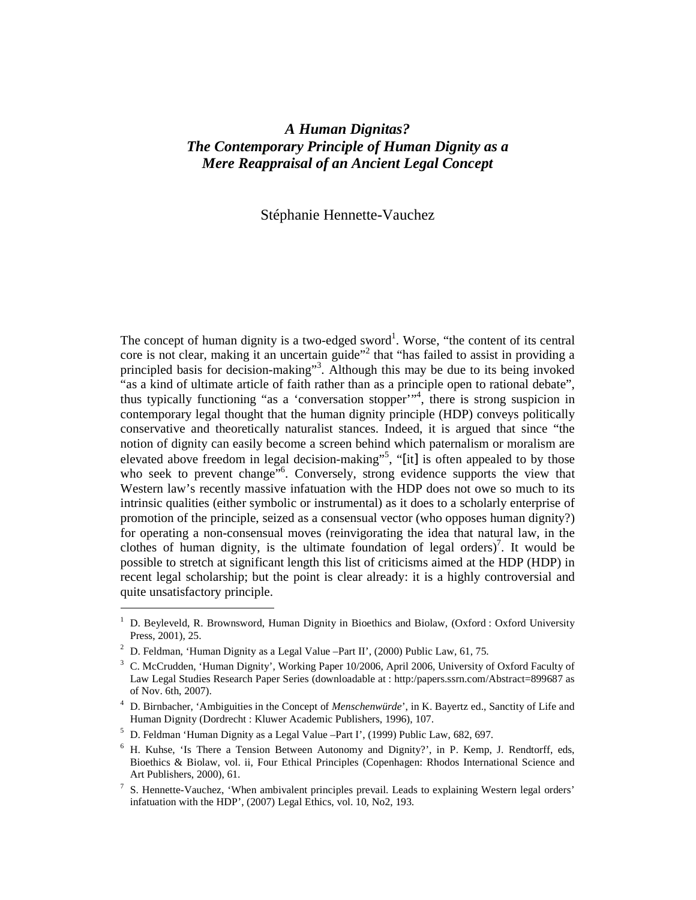# *A Human Dignitas? The Contemporary Principle of Human Dignity as a Mere Reappraisal of an Ancient Legal Concept*

Stéphanie Hennette-Vauchez

The concept of human dignity is a two-edged sword[1]. Worse, "the content of its central core is not clear, making it an uncertain guide"[2] that "has failed to assist in providing a principled basis for decision-making"[3]. Although this may be due to its being invoked "as a kind of ultimate article of faith rather than as a principle open to rational debate", thus typically functioning "as a 'conversation stopper'"[4], there is strong suspicion in contemporary legal thought that the human dignity principle (HDP) conveys politically conservative and theoretically naturalist stances. Indeed, it is argued that since "the notion of dignity can easily become a screen behind which paternalism or moralism are elevated above freedom in legal decision-making"[5], "[it] is often appealed to by those who seek to prevent change"[6]. Conversely, strong evidence supports the view that Western law's recently massive infatuation with the HDP does not owe so much to its intrinsic qualities (either symbolic or instrumental) as it does to a scholarly enterprise of promotion of the principle, seized as a consensual vector (who opposes human dignity?) for operating a non-consensual moves (reinvigorating the idea that natural law, in the clothes of human dignity, is the ultimate foundation of legal orders)[7]. It would be possible to stretch at significant length this list of criticisms aimed at the HDP (HDP) in recent legal scholarship; but the point is clear already: it is a highly controversial and quite unsatisfactory principle.

---

1. D. Beyleveld, R. Brownsword, Human Dignity in Bioethics and Biolaw, (Oxford : Oxford University Press, 2001), 25.
2. D. Feldman, 'Human Dignity as a Legal Value –Part II', (2000) Public Law, 61, 75.
3. C. McCrudden, 'Human Dignity', Working Paper 10/2006, April 2006, University of Oxford Faculty of Law Legal Studies Research Paper Series (downloadable at : http:/papers.ssrn.com/Abstract=899687 as of Nov. 6th, 2007).
4. D. Birnbacher, 'Ambiguities in the Concept of *Menschenwürde*', in K. Bayertz ed., Sanctity of Life and Human Dignity (Dordrecht : Kluwer Academic Publishers, 1996), 107.
5. D. Feldman 'Human Dignity as a Legal Value –Part I', (1999) Public Law, 682, 697.
6. H. Kuhse, 'Is There a Tension Between Autonomy and Dignity?', in P. Kemp, J. Rendtorff, eds, Bioethics & Biolaw, vol. ii, Four Ethical Principles (Copenhagen: Rhodos International Science and Art Publishers, 2000), 61.
7. S. Hennette-Vauchez, 'When ambivalent principles prevail. Leads to explaining Western legal orders' infatuation with the HDP', (2007) Legal Ethics, vol. 10, No2, 193.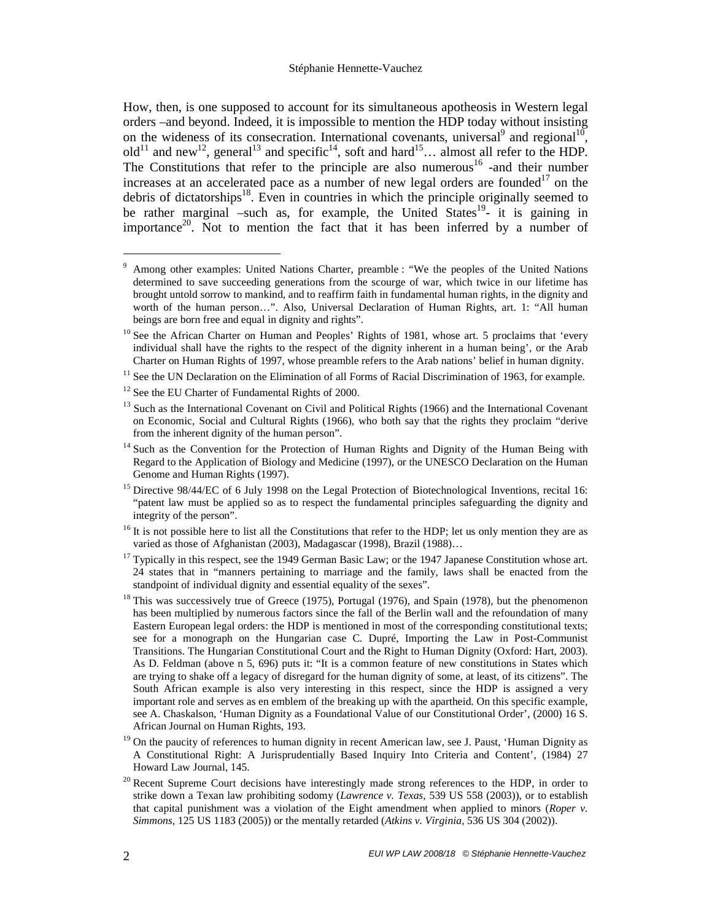How, then, is one supposed to account for its simultaneous apotheosis in Western legal orders –and beyond. Indeed, it is impossible to mention the HDP today without insisting on the wideness of its consecration. International covenants, universal[9] and regional[10], old[11] and new[12], general[13] and specific[14], soft and hard[15]… almost all refer to the HDP. The Constitutions that refer to the principle are also numerous[16] -and their number increases at an accelerated pace as a number of new legal orders are founded[17] on the debris of dictatorships[18]. Even in countries in which the principle originally seemed to be rather marginal –such as, for example, the United States[19]- it is gaining in importance[20]. Not to mention the fact that it has been inferred by a number of

---

[9] Among other examples: United Nations Charter, preamble : "We the peoples of the United Nations determined to save succeeding generations from the scourge of war, which twice in our lifetime has brought untold sorrow to mankind, and to reaffirm faith in fundamental human rights, in the dignity and worth of the human person…". Also, Universal Declaration of Human Rights, art. 1: "All human beings are born free and equal in dignity and rights".

[10] See the African Charter on Human and Peoples' Rights of 1981, whose art. 5 proclaims that 'every individual shall have the rights to the respect of the dignity inherent in a human being', or the Arab Charter on Human Rights of 1997, whose preamble refers to the Arab nations' belief in human dignity.

[11] See the UN Declaration on the Elimination of all Forms of Racial Discrimination of 1963, for example.

[12] See the EU Charter of Fundamental Rights of 2000.

[13] Such as the International Covenant on Civil and Political Rights (1966) and the International Covenant on Economic, Social and Cultural Rights (1966), who both say that the rights they proclaim "derive from the inherent dignity of the human person".

[14] Such as the Convention for the Protection of Human Rights and Dignity of the Human Being with Regard to the Application of Biology and Medicine (1997), or the UNESCO Declaration on the Human Genome and Human Rights (1997).

[15] Directive 98/44/EC of 6 July 1998 on the Legal Protection of Biotechnological Inventions, recital 16: "patent law must be applied so as to respect the fundamental principles safeguarding the dignity and integrity of the person".

[16] It is not possible here to list all the Constitutions that refer to the HDP; let us only mention they are as varied as those of Afghanistan (2003), Madagascar (1998), Brazil (1988)…

[17] Typically in this respect, see the 1949 German Basic Law; or the 1947 Japanese Constitution whose art. 24 states that in "manners pertaining to marriage and the family, laws shall be enacted from the standpoint of individual dignity and essential equality of the sexes".

[18] This was successively true of Greece (1975), Portugal (1976), and Spain (1978), but the phenomenon has been multiplied by numerous factors since the fall of the Berlin wall and the refoundation of many Eastern European legal orders: the HDP is mentioned in most of the corresponding constitutional texts; see for a monograph on the Hungarian case C. Dupré, Importing the Law in Post-Communist Transitions. The Hungarian Constitutional Court and the Right to Human Dignity (Oxford: Hart, 2003). As D. Feldman (above n 5, 696) puts it: "It is a common feature of new constitutions in States which are trying to shake off a legacy of disregard for the human dignity of some, at least, of its citizens". The South African example is also very interesting in this respect, since the HDP is assigned a very important role and serves as en emblem of the breaking up with the apartheid. On this specific example, see A. Chaskalson, 'Human Dignity as a Foundational Value of our Constitutional Order', (2000) 16 S. African Journal on Human Rights, 193.

[19] On the paucity of references to human dignity in recent American law, see J. Paust, 'Human Dignity as A Constitutional Right: A Jurisprudentially Based Inquiry Into Criteria and Content', (1984) 27 Howard Law Journal, 145.

[20] Recent Supreme Court decisions have interestingly made strong references to the HDP, in order to strike down a Texan law prohibiting sodomy (*Lawrence v. Texas*, 539 US 558 (2003)), or to establish that capital punishment was a violation of the Eight amendment when applied to minors (*Roper v. Simmons*, 125 US 1183 (2005)) or the mentally retarded (*Atkins v. Virginia*, 536 US 304 (2002)).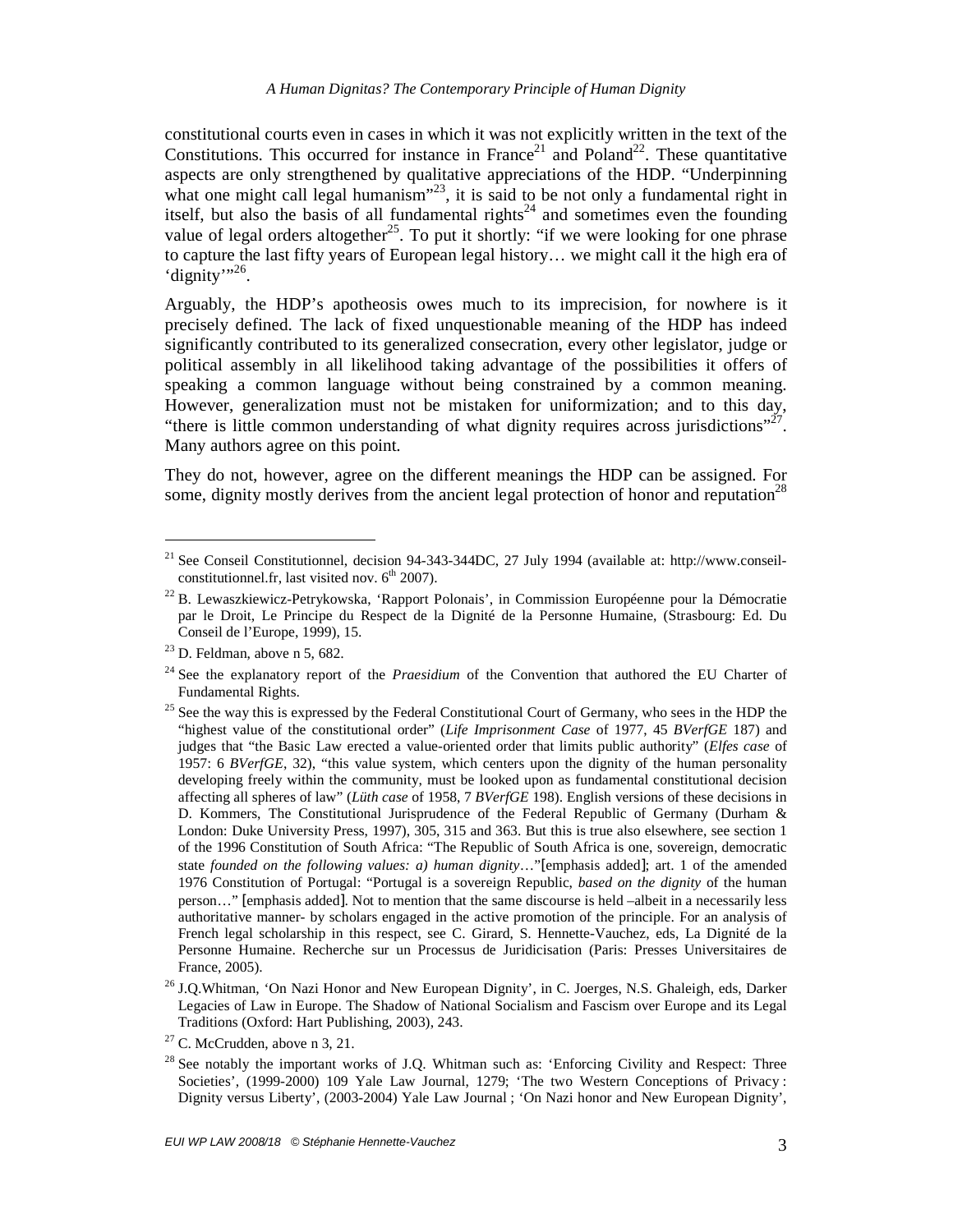constitutional courts even in cases in which it was not explicitly written in the text of the Constitutions. This occurred for instance in France[21] and Poland[22]. These quantitative aspects are only strengthened by qualitative appreciations of the HDP. "Underpinning what one might call legal humanism"[23], it is said to be not only a fundamental right in itself, but also the basis of all fundamental rights[24] and sometimes even the founding value of legal orders altogether[25]. To put it shortly: "if we were looking for one phrase to capture the last fifty years of European legal history… we might call it the high era of 'dignity'"[26].

Arguably, the HDP's apotheosis owes much to its imprecision, for nowhere is it precisely defined. The lack of fixed unquestionable meaning of the HDP has indeed significantly contributed to its generalized consecration, every other legislator, judge or political assembly in all likelihood taking advantage of the possibilities it offers of speaking a common language without being constrained by a common meaning. However, generalization must not be mistaken for uniformization; and to this day, "there is little common understanding of what dignity requires across jurisdictions"[27]. Many authors agree on this point.

They do not, however, agree on the different meanings the HDP can be assigned. For some, dignity mostly derives from the ancient legal protection of honor and reputation[28]

---

[21] See Conseil Constitutionnel, decision 94-343-344DC, 27 July 1994 (available at: http://www.conseil-constitutionnel.fr, last visited nov. 6th 2007).

[22] B. Lewaszkiewicz-Petrykowska, 'Rapport Polonais', in Commission Européenne pour la Démocratie par le Droit, Le Principe du Respect de la Dignité de la Personne Humaine, (Strasbourg: Ed. Du Conseil de l'Europe, 1999), 15.

[23] D. Feldman, above n 5, 682.

[24] See the explanatory report of the *Praesidium* of the Convention that authored the EU Charter of Fundamental Rights.

[25] See the way this is expressed by the Federal Constitutional Court of Germany, who sees in the HDP the "highest value of the constitutional order" (*Life Imprisonment Case* of 1977, 45 *BVerfGE* 187) and judges that "the Basic Law erected a value-oriented order that limits public authority" (*Elfes case* of 1957: 6 *BVerfGE*, 32), "this value system, which centers upon the dignity of the human personality developing freely within the community, must be looked upon as fundamental constitutional decision affecting all spheres of law" (*Lüth case* of 1958, 7 *BVerfGE* 198). English versions of these decisions in D. Kommers, The Constitutional Jurisprudence of the Federal Republic of Germany (Durham & London: Duke University Press, 1997), 305, 315 and 363. But this is true also elsewhere, see section 1 of the 1996 Constitution of South Africa: "The Republic of South Africa is one, sovereign, democratic state *founded on the following values: a) human dignity*…"[emphasis added]; art. 1 of the amended 1976 Constitution of Portugal: "Portugal is a sovereign Republic, *based on the dignity* of the human person…" [emphasis added]. Not to mention that the same discourse is held –albeit in a necessarily less authoritative manner- by scholars engaged in the active promotion of the principle. For an analysis of French legal scholarship in this respect, see C. Girard, S. Hennette-Vauchez, eds, La Dignité de la Personne Humaine. Recherche sur un Processus de Juridicisation (Paris: Presses Universitaires de France, 2005).

[26] J.Q.Whitman, 'On Nazi Honor and New European Dignity', in C. Joerges, N.S. Ghaleigh, eds, Darker Legacies of Law in Europe. The Shadow of National Socialism and Fascism over Europe and its Legal Traditions (Oxford: Hart Publishing, 2003), 243.

[27] C. McCrudden, above n 3, 21.

[28] See notably the important works of J.Q. Whitman such as: 'Enforcing Civility and Respect: Three Societies', (1999-2000) 109 Yale Law Journal, 1279; 'The two Western Conceptions of Privacy : Dignity versus Liberty', (2003-2004) Yale Law Journal ; 'On Nazi honor and New European Dignity',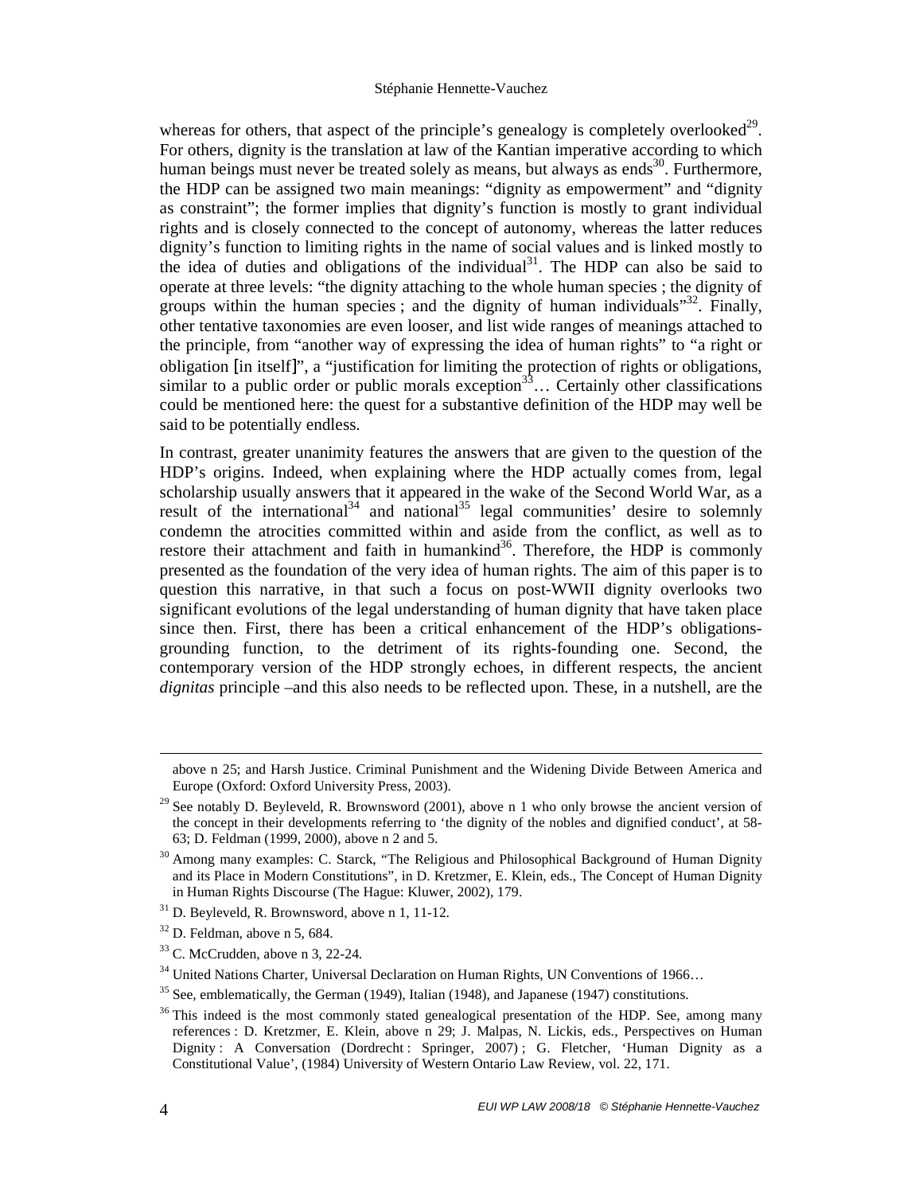whereas for others, that aspect of the principle's genealogy is completely overlooked[29]. For others, dignity is the translation at law of the Kantian imperative according to which human beings must never be treated solely as means, but always as ends[30]. Furthermore, the HDP can be assigned two main meanings: "dignity as empowerment" and "dignity as constraint"; the former implies that dignity's function is mostly to grant individual rights and is closely connected to the concept of autonomy, whereas the latter reduces dignity's function to limiting rights in the name of social values and is linked mostly to the idea of duties and obligations of the individual[31]. The HDP can also be said to operate at three levels: "the dignity attaching to the whole human species ; the dignity of groups within the human species ; and the dignity of human individuals"[32]. Finally, other tentative taxonomies are even looser, and list wide ranges of meanings attached to the principle, from "another way of expressing the idea of human rights" to "a right or obligation [in itself]", a "justification for limiting the protection of rights or obligations, similar to a public order or public morals exception[33]… Certainly other classifications could be mentioned here: the quest for a substantive definition of the HDP may well be said to be potentially endless.

In contrast, greater unanimity features the answers that are given to the question of the HDP's origins. Indeed, when explaining where the HDP actually comes from, legal scholarship usually answers that it appeared in the wake of the Second World War, as a result of the international[34] and national[35] legal communities' desire to solemnly condemn the atrocities committed within and aside from the conflict, as well as to restore their attachment and faith in humankind[36]. Therefore, the HDP is commonly presented as the foundation of the very idea of human rights. The aim of this paper is to question this narrative, in that such a focus on post-WWII dignity overlooks two significant evolutions of the legal understanding of human dignity that have taken place since then. First, there has been a critical enhancement of the HDP's obligations-grounding function, to the detriment of its rights-founding one. Second, the contemporary version of the HDP strongly echoes, in different respects, the ancient *dignitas* principle –and this also needs to be reflected upon. These, in a nutshell, are the

---

above n 25; and Harsh Justice. Criminal Punishment and the Widening Divide Between America and Europe (Oxford: Oxford University Press, 2003).

[29] See notably D. Beyleveld, R. Brownsword (2001), above n 1 who only browse the ancient version of the concept in their developments referring to 'the dignity of the nobles and dignified conduct', at 58-63; D. Feldman (1999, 2000), above n 2 and 5.

[30] Among many examples: C. Starck, "The Religious and Philosophical Background of Human Dignity and its Place in Modern Constitutions", in D. Kretzmer, E. Klein, eds., The Concept of Human Dignity in Human Rights Discourse (The Hague: Kluwer, 2002), 179.

[31] D. Beyleveld, R. Brownsword, above n 1, 11-12.

[32] D. Feldman, above n 5, 684.

[33] C. McCrudden, above n 3, 22-24.

[34] United Nations Charter, Universal Declaration on Human Rights, UN Conventions of 1966…

[35] See, emblematically, the German (1949), Italian (1948), and Japanese (1947) constitutions.

[36] This indeed is the most commonly stated genealogical presentation of the HDP. See, among many references : D. Kretzmer, E. Klein, above n 29; J. Malpas, N. Lickis, eds., Perspectives on Human Dignity : A Conversation (Dordrecht : Springer, 2007) ; G. Fletcher, 'Human Dignity as a Constitutional Value', (1984) University of Western Ontario Law Review, vol. 22, 171.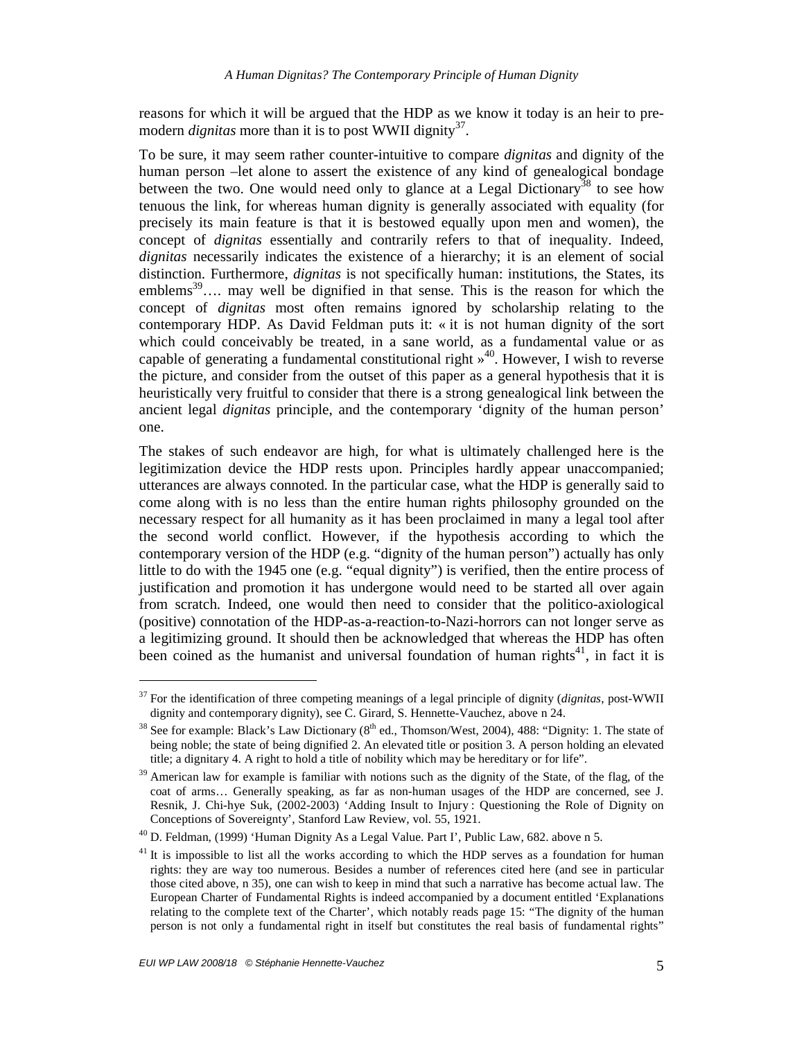reasons for which it will be argued that the HDP as we know it today is an heir to pre-modern *dignitas* more than it is to post WWII dignity[37].

To be sure, it may seem rather counter-intuitive to compare *dignitas* and dignity of the human person –let alone to assert the existence of any kind of genealogical bondage between the two. One would need only to glance at a Legal Dictionary[38] to see how tenuous the link, for whereas human dignity is generally associated with equality (for precisely its main feature is that it is bestowed equally upon men and women), the concept of *dignitas* essentially and contrarily refers to that of inequality. Indeed, *dignitas* necessarily indicates the existence of a hierarchy; it is an element of social distinction. Furthermore, *dignitas* is not specifically human: institutions, the States, its emblems[39]…. may well be dignified in that sense. This is the reason for which the concept of *dignitas* most often remains ignored by scholarship relating to the contemporary HDP. As David Feldman puts it: « it is not human dignity of the sort which could conceivably be treated, in a sane world, as a fundamental value or as capable of generating a fundamental constitutional right »[40]. However, I wish to reverse the picture, and consider from the outset of this paper as a general hypothesis that it is heuristically very fruitful to consider that there is a strong genealogical link between the ancient legal *dignitas* principle, and the contemporary 'dignity of the human person' one.

The stakes of such endeavor are high, for what is ultimately challenged here is the legitimization device the HDP rests upon. Principles hardly appear unaccompanied; utterances are always connoted. In the particular case, what the HDP is generally said to come along with is no less than the entire human rights philosophy grounded on the necessary respect for all humanity as it has been proclaimed in many a legal tool after the second world conflict. However, if the hypothesis according to which the contemporary version of the HDP (e.g. "dignity of the human person") actually has only little to do with the 1945 one (e.g. "equal dignity") is verified, then the entire process of justification and promotion it has undergone would need to be started all over again from scratch. Indeed, one would then need to consider that the politico-axiological (positive) connotation of the HDP-as-a-reaction-to-Nazi-horrors can not longer serve as a legitimizing ground. It should then be acknowledged that whereas the HDP has often been coined as the humanist and universal foundation of human rights[41], in fact it is

---

[37] For the identification of three competing meanings of a legal principle of dignity (*dignitas*, post-WWII dignity and contemporary dignity), see C. Girard, S. Hennette-Vauchez, above n 24.

[38] See for example: Black's Law Dictionary (8th ed., Thomson/West, 2004), 488: "Dignity: 1. The state of being noble; the state of being dignified 2. An elevated title or position 3. A person holding an elevated title; a dignitary 4. A right to hold a title of nobility which may be hereditary or for life".

[39] American law for example is familiar with notions such as the dignity of the State, of the flag, of the coat of arms… Generally speaking, as far as non-human usages of the HDP are concerned, see J. Resnik, J. Chi-hye Suk, (2002-2003) 'Adding Insult to Injury : Questioning the Role of Dignity on Conceptions of Sovereignty', Stanford Law Review, vol. 55, 1921.

[40] D. Feldman, (1999) 'Human Dignity As a Legal Value. Part I', Public Law, 682. above n 5.

[41] It is impossible to list all the works according to which the HDP serves as a foundation for human rights: they are way too numerous. Besides a number of references cited here (and see in particular those cited above, n 35), one can wish to keep in mind that such a narrative has become actual law. The European Charter of Fundamental Rights is indeed accompanied by a document entitled 'Explanations relating to the complete text of the Charter', which notably reads page 15: "The dignity of the human person is not only a fundamental right in itself but constitutes the real basis of fundamental rights"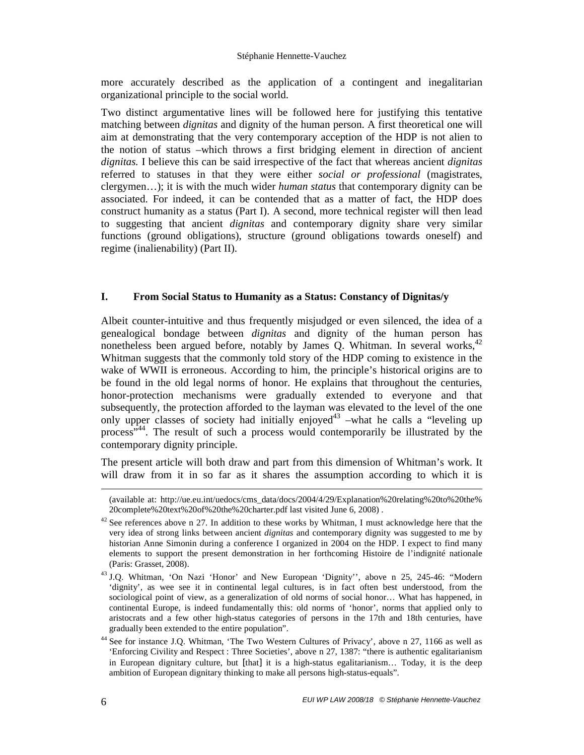more accurately described as the application of a contingent and inegalitarian organizational principle to the social world.

Two distinct argumentative lines will be followed here for justifying this tentative matching between *dignitas* and dignity of the human person. A first theoretical one will aim at demonstrating that the very contemporary acception of the HDP is not alien to the notion of status –which throws a first bridging element in direction of ancient *dignitas.* I believe this can be said irrespective of the fact that whereas ancient *dignitas* referred to statuses in that they were either *social or professional* (magistrates, clergymen…); it is with the much wider *human status* that contemporary dignity can be associated. For indeed, it can be contended that as a matter of fact, the HDP does construct humanity as a status (Part I). A second, more technical register will then lead to suggesting that ancient *dignitas* and contemporary dignity share very similar functions (ground obligations), structure (ground obligations towards oneself) and regime (inalienability) (Part II).

## I. From Social Status to Humanity as a Status: Constancy of Dignitas/y

Albeit counter-intuitive and thus frequently misjudged or even silenced, the idea of a genealogical bondage between *dignitas* and dignity of the human person has nonetheless been argued before, notably by James Q. Whitman. In several works,[42] Whitman suggests that the commonly told story of the HDP coming to existence in the wake of WWII is erroneous. According to him, the principle's historical origins are to be found in the old legal norms of honor. He explains that throughout the centuries, honor-protection mechanisms were gradually extended to everyone and that subsequently, the protection afforded to the layman was elevated to the level of the one only upper classes of society had initially enjoyed[43] –what he calls a "leveling up process"[44]. The result of such a process would contemporarily be illustrated by the contemporary dignity principle.

The present article will both draw and part from this dimension of Whitman's work. It will draw from it in so far as it shares the assumption according to which it is

---

(available at: http://ue.eu.int/uedocs/cms_data/docs/2004/4/29/Explanation%20relating%20to%20the%20complete%20text%20of%20the%20charter.pdf last visited June 6, 2008) .

[42] See references above n 27. In addition to these works by Whitman, I must acknowledge here that the very idea of strong links between ancient *dignitas* and contemporary dignity was suggested to me by historian Anne Simonin during a conference I organized in 2004 on the HDP. I expect to find many elements to support the present demonstration in her forthcoming Histoire de l'indignité nationale (Paris: Grasset, 2008).

[43] J.Q. Whitman, 'On Nazi 'Honor' and New European 'Dignity'', above n 25, 245-46: "Modern 'dignity', as wee see it in continental legal cultures, is in fact often best understood, from the sociological point of view, as a generalization of old norms of social honor… What has happened, in continental Europe, is indeed fundamentally this: old norms of 'honor', norms that applied only to aristocrats and a few other high-status categories of persons in the 17th and 18th centuries, have gradually been extended to the entire population".

[44] See for instance J.Q. Whitman, 'The Two Western Cultures of Privacy', above n 27, 1166 as well as 'Enforcing Civility and Respect : Three Societies', above n 27, 1387: "there is authentic egalitarianism in European dignitary culture, but [that] it is a high-status egalitarianism… Today, it is the deep ambition of European dignitary thinking to make all persons high-status-equals".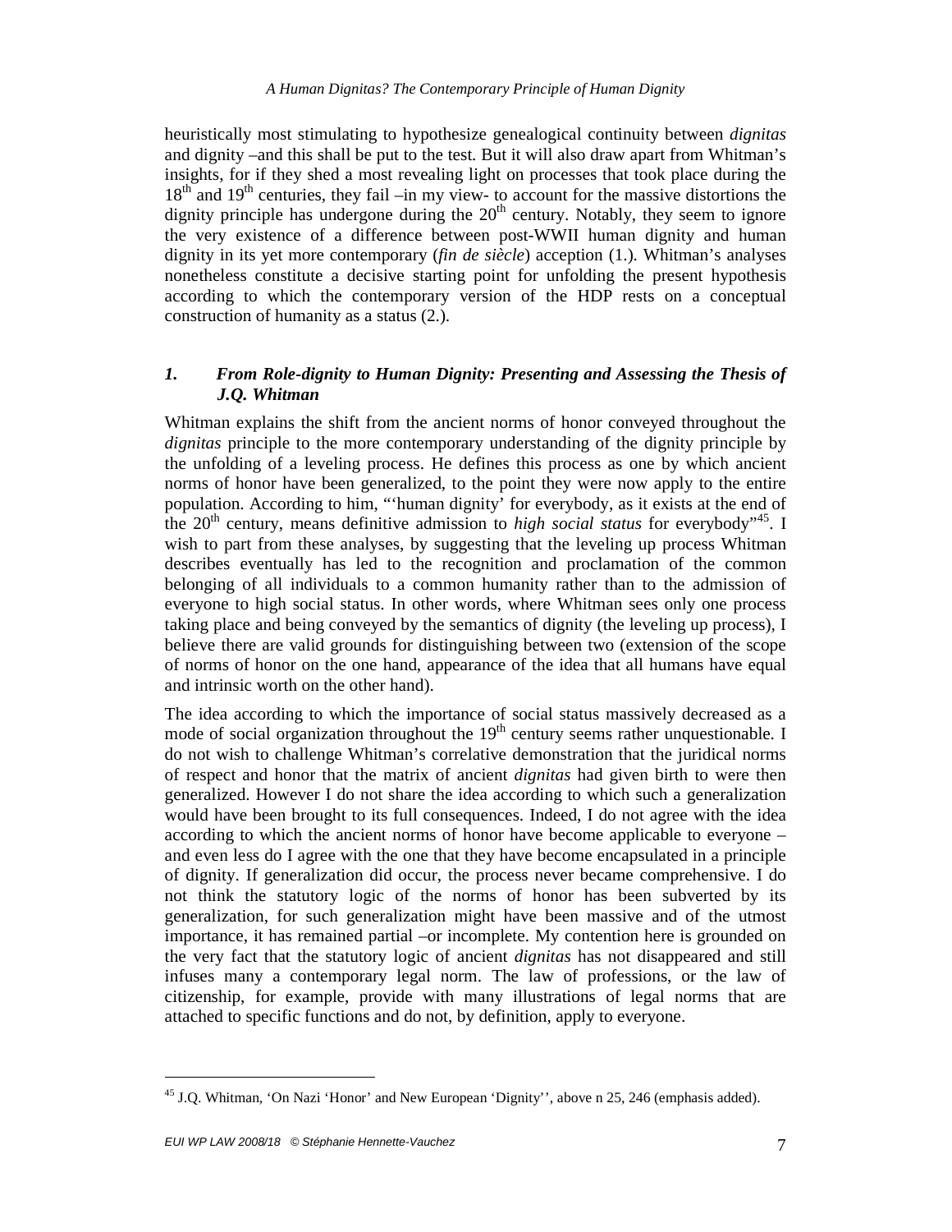heuristically most stimulating to hypothesize genealogical continuity between *dignitas* and dignity –and this shall be put to the test. But it will also draw apart from Whitman's insights, for if they shed a most revealing light on processes that took place during the 18th and 19th centuries, they fail –in my view- to account for the massive distortions the dignity principle has undergone during the 20th century. Notably, they seem to ignore the very existence of a difference between post-WWII human dignity and human dignity in its yet more contemporary (*fin de siècle*) acception (1.). Whitman's analyses nonetheless constitute a decisive starting point for unfolding the present hypothesis according to which the contemporary version of the HDP rests on a conceptual construction of humanity as a status (2.).

### *1. From Role-dignity to Human Dignity: Presenting and Assessing the Thesis of J.Q. Whitman*

Whitman explains the shift from the ancient norms of honor conveyed throughout the *dignitas* principle to the more contemporary understanding of the dignity principle by the unfolding of a leveling process. He defines this process as one by which ancient norms of honor have been generalized, to the point they were now apply to the entire population. According to him, "'human dignity' for everybody, as it exists at the end of the 20th century, means definitive admission to *high social status* for everybody"[45]. I wish to part from these analyses, by suggesting that the leveling up process Whitman describes eventually has led to the recognition and proclamation of the common belonging of all individuals to a common humanity rather than to the admission of everyone to high social status. In other words, where Whitman sees only one process taking place and being conveyed by the semantics of dignity (the leveling up process), I believe there are valid grounds for distinguishing between two (extension of the scope of norms of honor on the one hand, appearance of the idea that all humans have equal and intrinsic worth on the other hand).

The idea according to which the importance of social status massively decreased as a mode of social organization throughout the 19th century seems rather unquestionable. I do not wish to challenge Whitman's correlative demonstration that the juridical norms of respect and honor that the matrix of ancient *dignitas* had given birth to were then generalized. However I do not share the idea according to which such a generalization would have been brought to its full consequences. Indeed, I do not agree with the idea according to which the ancient norms of honor have become applicable to everyone – and even less do I agree with the one that they have become encapsulated in a principle of dignity. If generalization did occur, the process never became comprehensive. I do not think the statutory logic of the norms of honor has been subverted by its generalization, for such generalization might have been massive and of the utmost importance, it has remained partial –or incomplete. My contention here is grounded on the very fact that the statutory logic of ancient *dignitas* has not disappeared and still infuses many a contemporary legal norm. The law of professions, or the law of citizenship, for example, provide with many illustrations of legal norms that are attached to specific functions and do not, by definition, apply to everyone.

---

[45] J.Q. Whitman, 'On Nazi 'Honor' and New European 'Dignity'', above n 25, 246 (emphasis added).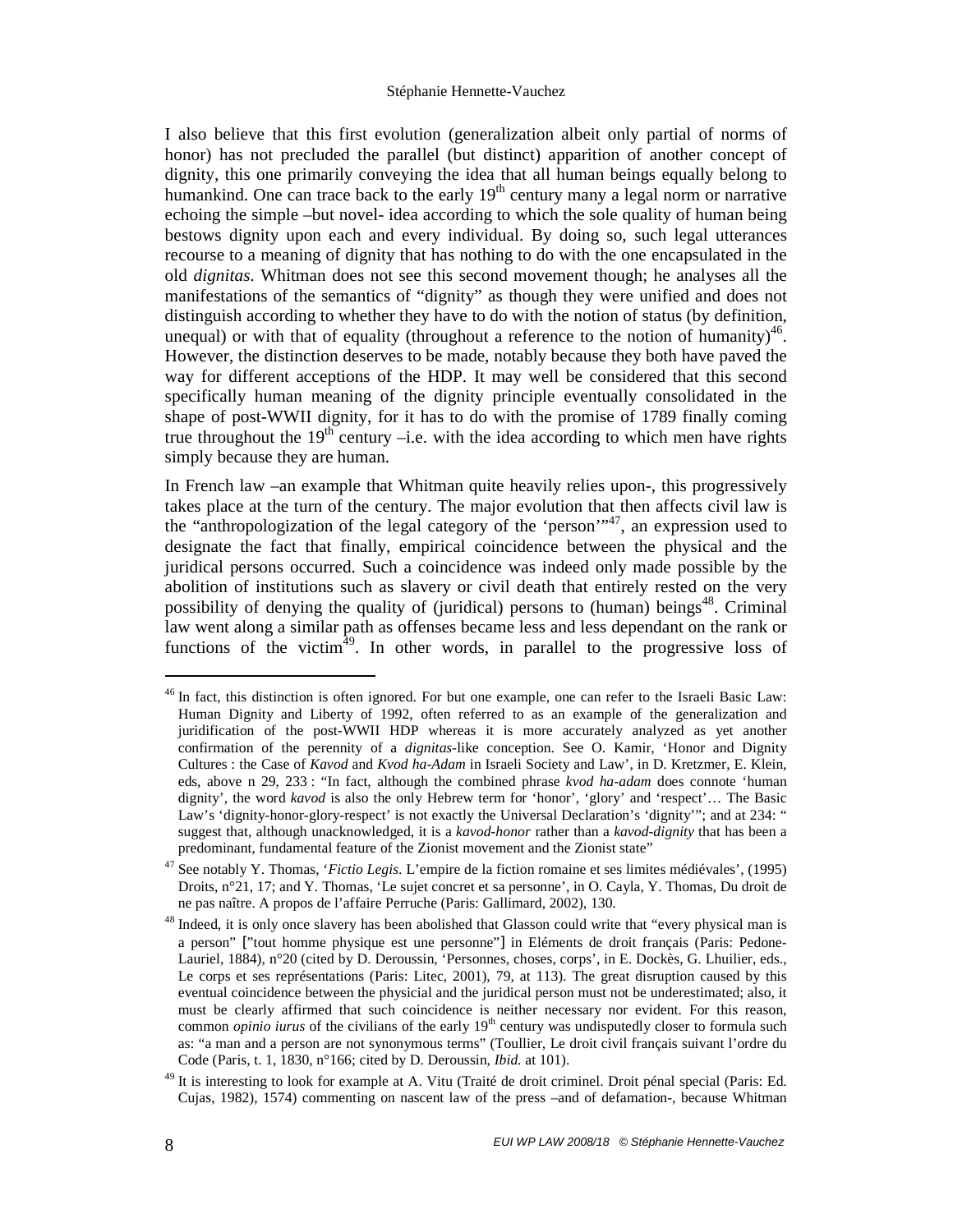I also believe that this first evolution (generalization albeit only partial of norms of honor) has not precluded the parallel (but distinct) apparition of another concept of dignity, this one primarily conveying the idea that all human beings equally belong to humankind. One can trace back to the early 19th century many a legal norm or narrative echoing the simple –but novel- idea according to which the sole quality of human being bestows dignity upon each and every individual. By doing so, such legal utterances recourse to a meaning of dignity that has nothing to do with the one encapsulated in the old *dignitas*. Whitman does not see this second movement though; he analyses all the manifestations of the semantics of "dignity" as though they were unified and does not distinguish according to whether they have to do with the notion of status (by definition, unequal) or with that of equality (throughout a reference to the notion of humanity)[46]. However, the distinction deserves to be made, notably because they both have paved the way for different acceptions of the HDP. It may well be considered that this second specifically human meaning of the dignity principle eventually consolidated in the shape of post-WWII dignity, for it has to do with the promise of 1789 finally coming true throughout the 19th century –i.e. with the idea according to which men have rights simply because they are human.

In French law –an example that Whitman quite heavily relies upon-, this progressively takes place at the turn of the century. The major evolution that then affects civil law is the "anthropologization of the legal category of the 'person'"[47], an expression used to designate the fact that finally, empirical coincidence between the physical and the juridical persons occurred. Such a coincidence was indeed only made possible by the abolition of institutions such as slavery or civil death that entirely rested on the very possibility of denying the quality of (juridical) persons to (human) beings[48]. Criminal law went along a similar path as offenses became less and less dependant on the rank or functions of the victim[49]. In other words, in parallel to the progressive loss of

---

[46] In fact, this distinction is often ignored. For but one example, one can refer to the Israeli Basic Law: Human Dignity and Liberty of 1992, often referred to as an example of the generalization and juridification of the post-WWII HDP whereas it is more accurately analyzed as yet another confirmation of the perennity of a *dignitas*-like conception. See O. Kamir, 'Honor and Dignity Cultures : the Case of *Kavod* and *Kvod ha-Adam* in Israeli Society and Law', in D. Kretzmer, E. Klein, eds, above n 29, 233 : "In fact, although the combined phrase *kvod ha-adam* does connote 'human dignity', the word *kavod* is also the only Hebrew term for 'honor', 'glory' and 'respect'… The Basic Law's 'dignity-honor-glory-respect' is not exactly the Universal Declaration's 'dignity'"; and at 234: " suggest that, although unacknowledged, it is a *kavod-honor* rather than a *kavod-dignity* that has been a predominant, fundamental feature of the Zionist movement and the Zionist state"

[47] See notably Y. Thomas, '*Fictio Legis*. L'empire de la fiction romaine et ses limites médiévales', (1995) Droits, n°21, 17; and Y. Thomas, 'Le sujet concret et sa personne', in O. Cayla, Y. Thomas, Du droit de ne pas naître. A propos de l'affaire Perruche (Paris: Gallimard, 2002), 130.

[48] Indeed, it is only once slavery has been abolished that Glasson could write that "every physical man is a person" ["tout homme physique est une personne"] in Eléments de droit français (Paris: Pedone-Lauriel, 1884), n°20 (cited by D. Deroussin, 'Personnes, choses, corps', in E. Dockès, G. Lhuilier, eds., Le corps et ses représentations (Paris: Litec, 2001), 79, at 113). The great disruption caused by this eventual coincidence between the physicial and the juridical person must not be underestimated; also, it must be clearly affirmed that such coincidence is neither necessary nor evident. For this reason, common *opinio iurus* of the civilians of the early 19th century was undisputedly closer to formula such as: "a man and a person are not synonymous terms" (Toullier, Le droit civil français suivant l'ordre du Code (Paris, t. 1, 1830, n°166; cited by D. Deroussin, *Ibid.* at 101).

[49] It is interesting to look for example at A. Vitu (Traité de droit criminel. Droit pénal special (Paris: Ed. Cujas, 1982), 1574) commenting on nascent law of the press –and of defamation-, because Whitman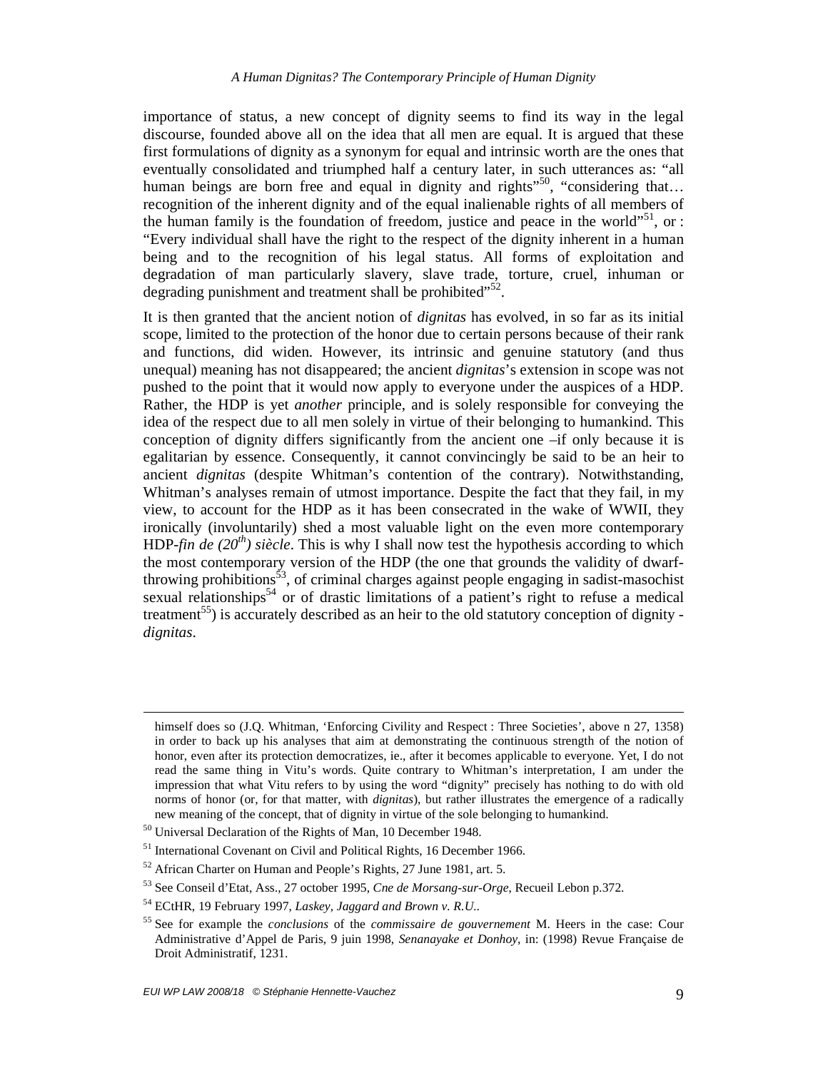importance of status, a new concept of dignity seems to find its way in the legal discourse, founded above all on the idea that all men are equal. It is argued that these first formulations of dignity as a synonym for equal and intrinsic worth are the ones that eventually consolidated and triumphed half a century later, in such utterances as: "all human beings are born free and equal in dignity and rights"[50], "considering that… recognition of the inherent dignity and of the equal inalienable rights of all members of the human family is the foundation of freedom, justice and peace in the world"[51], or : "Every individual shall have the right to the respect of the dignity inherent in a human being and to the recognition of his legal status. All forms of exploitation and degradation of man particularly slavery, slave trade, torture, cruel, inhuman or degrading punishment and treatment shall be prohibited"[52].

It is then granted that the ancient notion of *dignitas* has evolved, in so far as its initial scope, limited to the protection of the honor due to certain persons because of their rank and functions, did widen. However, its intrinsic and genuine statutory (and thus unequal) meaning has not disappeared; the ancient *dignitas*'s extension in scope was not pushed to the point that it would now apply to everyone under the auspices of a HDP. Rather, the HDP is yet *another* principle, and is solely responsible for conveying the idea of the respect due to all men solely in virtue of their belonging to humankind. This conception of dignity differs significantly from the ancient one –if only because it is egalitarian by essence. Consequently, it cannot convincingly be said to be an heir to ancient *dignitas* (despite Whitman's contention of the contrary). Notwithstanding, Whitman's analyses remain of utmost importance. Despite the fact that they fail, in my view, to account for the HDP as it has been consecrated in the wake of WWII, they ironically (involuntarily) shed a most valuable light on the even more contemporary HDP-*fin de (20$^{th}$) siècle*. This is why I shall now test the hypothesis according to which the most contemporary version of the HDP (the one that grounds the validity of dwarf-throwing prohibitions[53], of criminal charges against people engaging in sadist-masochist sexual relationships[54] or of drastic limitations of a patient's right to refuse a medical treatment[55]) is accurately described as an heir to the old statutory conception of dignity - *dignitas*.

---

himself does so (J.Q. Whitman, 'Enforcing Civility and Respect : Three Societies', above n 27, 1358) in order to back up his analyses that aim at demonstrating the continuous strength of the notion of honor, even after its protection democratizes, ie., after it becomes applicable to everyone. Yet, I do not read the same thing in Vitu's words. Quite contrary to Whitman's interpretation, I am under the impression that what Vitu refers to by using the word "dignity" precisely has nothing to do with old norms of honor (or, for that matter, with *dignitas*), but rather illustrates the emergence of a radically new meaning of the concept, that of dignity in virtue of the sole belonging to humankind.

[50] Universal Declaration of the Rights of Man, 10 December 1948.

[51] International Covenant on Civil and Political Rights, 16 December 1966.

[52] African Charter on Human and People's Rights, 27 June 1981, art. 5.

[53] See Conseil d'Etat, Ass., 27 october 1995, *Cne de Morsang-sur-Orge*, Recueil Lebon p.372.

[54] ECtHR, 19 February 1997, *Laskey, Jaggard and Brown v. R.U.*.

[55] See for example the *conclusions* of the *commissaire de gouvernement* M. Heers in the case: Cour Administrative d'Appel de Paris, 9 juin 1998, *Senanayake et Donhoy*, in: (1998) Revue Française de Droit Administratif, 1231.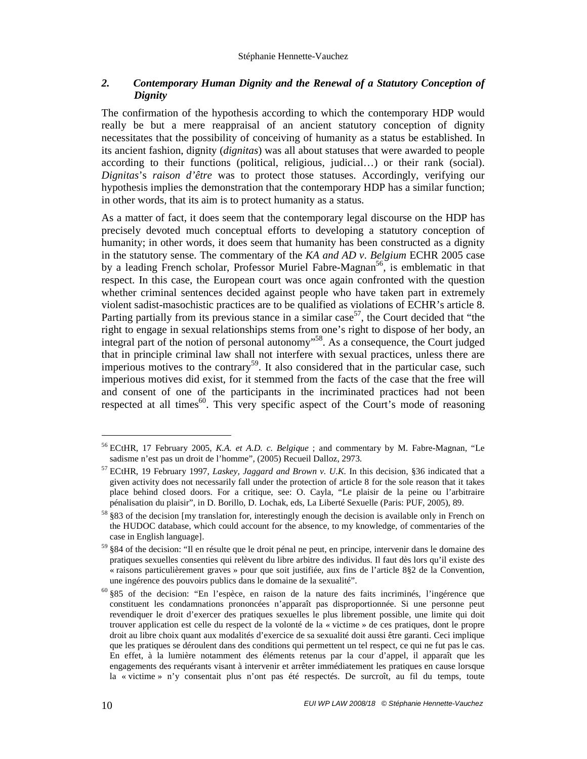### 2. *Contemporary Human Dignity and the Renewal of a Statutory Conception of Dignity*

The confirmation of the hypothesis according to which the contemporary HDP would really be but a mere reappraisal of an ancient statutory conception of dignity necessitates that the possibility of conceiving of humanity as a status be established. In its ancient fashion, dignity (*dignitas*) was all about statuses that were awarded to people according to their functions (political, religious, judicial…) or their rank (social). *Dignitas*'s *raison d'être* was to protect those statuses. Accordingly, verifying our hypothesis implies the demonstration that the contemporary HDP has a similar function; in other words, that its aim is to protect humanity as a status.

As a matter of fact, it does seem that the contemporary legal discourse on the HDP has precisely devoted much conceptual efforts to developing a statutory conception of humanity; in other words, it does seem that humanity has been constructed as a dignity in the statutory sense. The commentary of the *KA and AD v. Belgium* ECHR 2005 case by a leading French scholar, Professor Muriel Fabre-Magnan[56], is emblematic in that respect. In this case, the European court was once again confronted with the question whether criminal sentences decided against people who have taken part in extremely violent sadist-masochistic practices are to be qualified as violations of ECHR's article 8. Parting partially from its previous stance in a similar case[57], the Court decided that "the right to engage in sexual relationships stems from one's right to dispose of her body, an integral part of the notion of personal autonomy"[58]. As a consequence, the Court judged that in principle criminal law shall not interfere with sexual practices, unless there are imperious motives to the contrary[59]. It also considered that in the particular case, such imperious motives did exist, for it stemmed from the facts of the case that the free will and consent of one of the participants in the incriminated practices had not been respected at all times[60]. This very specific aspect of the Court's mode of reasoning

---

[56] ECtHR, 17 February 2005, *K.A. et A.D. c. Belgique* ; and commentary by M. Fabre-Magnan, "Le sadisme n'est pas un droit de l'homme", (2005) Recueil Dalloz, 2973.

[57] ECtHR, 19 February 1997, *Laskey, Jaggard and Brown v. U.K.* In this decision, §36 indicated that a given activity does not necessarily fall under the protection of article 8 for the sole reason that it takes place behind closed doors. For a critique, see: O. Cayla, "Le plaisir de la peine ou l'arbitraire pénalisation du plaisir", in D. Borillo, D. Lochak, eds, La Liberté Sexuelle (Paris: PUF, 2005), 89.

[58] §83 of the decision [my translation for, interestingly enough the decision is available only in French on the HUDOC database, which could account for the absence, to my knowledge, of commentaries of the case in English language].

[59] §84 of the decision: "Il en résulte que le droit pénal ne peut, en principe, intervenir dans le domaine des pratiques sexuelles consenties qui relèvent du libre arbitre des individus. Il faut dès lors qu'il existe des « raisons particulièrement graves » pour que soit justifiée, aux fins de l'article 8§2 de la Convention, une ingérence des pouvoirs publics dans le domaine de la sexualité".

[60] §85 of the decision: "En l'espèce, en raison de la nature des faits incriminés, l'ingérence que constituent les condamnations prononcées n'apparaît pas disproportionnée. Si une personne peut revendiquer le droit d'exercer des pratiques sexuelles le plus librement possible, une limite qui doit trouver application est celle du respect de la volonté de la « victime » de ces pratiques, dont le propre droit au libre choix quant aux modalités d'exercice de sa sexualité doit aussi être garanti. Ceci implique que les pratiques se déroulent dans des conditions qui permettent un tel respect, ce qui ne fut pas le cas. En effet, à la lumière notamment des éléments retenus par la cour d'appel, il apparaît que les engagements des requérants visant à intervenir et arrêter immédiatement les pratiques en cause lorsque la « victime » n'y consentait plus n'ont pas été respectés. De surcroît, au fil du temps, toute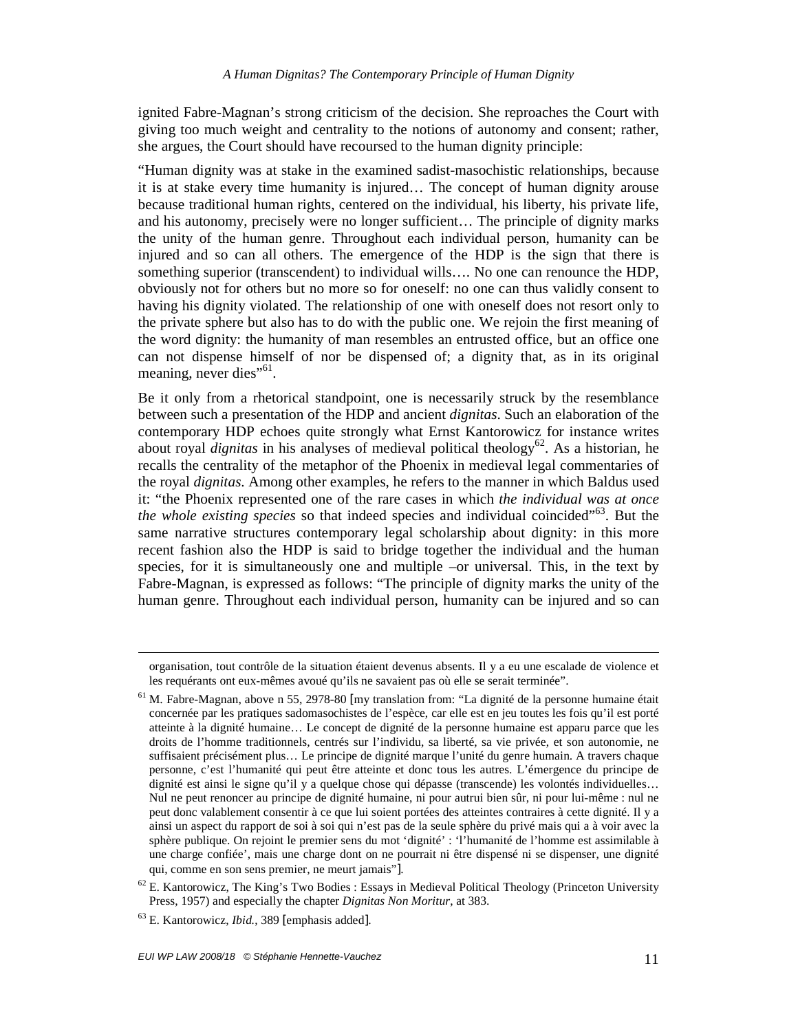ignited Fabre-Magnan's strong criticism of the decision. She reproaches the Court with giving too much weight and centrality to the notions of autonomy and consent; rather, she argues, the Court should have recoursed to the human dignity principle:

"Human dignity was at stake in the examined sadist-masochistic relationships, because it is at stake every time humanity is injured… The concept of human dignity arouse because traditional human rights, centered on the individual, his liberty, his private life, and his autonomy, precisely were no longer sufficient… The principle of dignity marks the unity of the human genre. Throughout each individual person, humanity can be injured and so can all others. The emergence of the HDP is the sign that there is something superior (transcendent) to individual wills…. No one can renounce the HDP, obviously not for others but no more so for oneself: no one can thus validly consent to having his dignity violated. The relationship of one with oneself does not resort only to the private sphere but also has to do with the public one. We rejoin the first meaning of the word dignity: the humanity of man resembles an entrusted office, but an office one can not dispense himself of nor be dispensed of; a dignity that, as in its original meaning, never dies"[61].

Be it only from a rhetorical standpoint, one is necessarily struck by the resemblance between such a presentation of the HDP and ancient *dignitas*. Such an elaboration of the contemporary HDP echoes quite strongly what Ernst Kantorowicz for instance writes about royal *dignitas* in his analyses of medieval political theology[62]. As a historian, he recalls the centrality of the metaphor of the Phoenix in medieval legal commentaries of the royal *dignitas*. Among other examples, he refers to the manner in which Baldus used it: "the Phoenix represented one of the rare cases in which *the individual was at once the whole existing species* so that indeed species and individual coincided"[63]. But the same narrative structures contemporary legal scholarship about dignity: in this more recent fashion also the HDP is said to bridge together the individual and the human species, for it is simultaneously one and multiple –or universal. This, in the text by Fabre-Magnan, is expressed as follows: "The principle of dignity marks the unity of the human genre. Throughout each individual person, humanity can be injured and so can

---

organisation, tout contrôle de la situation étaient devenus absents. Il y a eu une escalade de violence et les requérants ont eux-mêmes avoué qu'ils ne savaient pas où elle se serait terminée".

[61] M. Fabre-Magnan, above n 55, 2978-80 [my translation from: "La dignité de la personne humaine était concernée par les pratiques sadomasochistes de l'espèce, car elle est en jeu toutes les fois qu'il est porté atteinte à la dignité humaine… Le concept de dignité de la personne humaine est apparu parce que les droits de l'homme traditionnels, centrés sur l'individu, sa liberté, sa vie privée, et son autonomie, ne suffisaient précisément plus… Le principe de dignité marque l'unité du genre humain. A travers chaque personne, c'est l'humanité qui peut être atteinte et donc tous les autres. L'émergence du principe de dignité est ainsi le signe qu'il y a quelque chose qui dépasse (transcende) les volontés individuelles… Nul ne peut renoncer au principe de dignité humaine, ni pour autrui bien sûr, ni pour lui-même : nul ne peut donc valablement consentir à ce que lui soient portées des atteintes contraires à cette dignité. Il y a ainsi un aspect du rapport de soi à soi qui n'est pas de la seule sphère du privé mais qui a à voir avec la sphère publique. On rejoint le premier sens du mot 'dignité' : 'l'humanité de l'homme est assimilable à une charge confiée', mais une charge dont on ne pourrait ni être dispensé ni se dispenser, une dignité qui, comme en son sens premier, ne meurt jamais"].

[62] E. Kantorowicz, The King's Two Bodies : Essays in Medieval Political Theology (Princeton University Press, 1957) and especially the chapter *Dignitas Non Moritur*, at 383.

[63] E. Kantorowicz, *Ibid.*, 389 [emphasis added].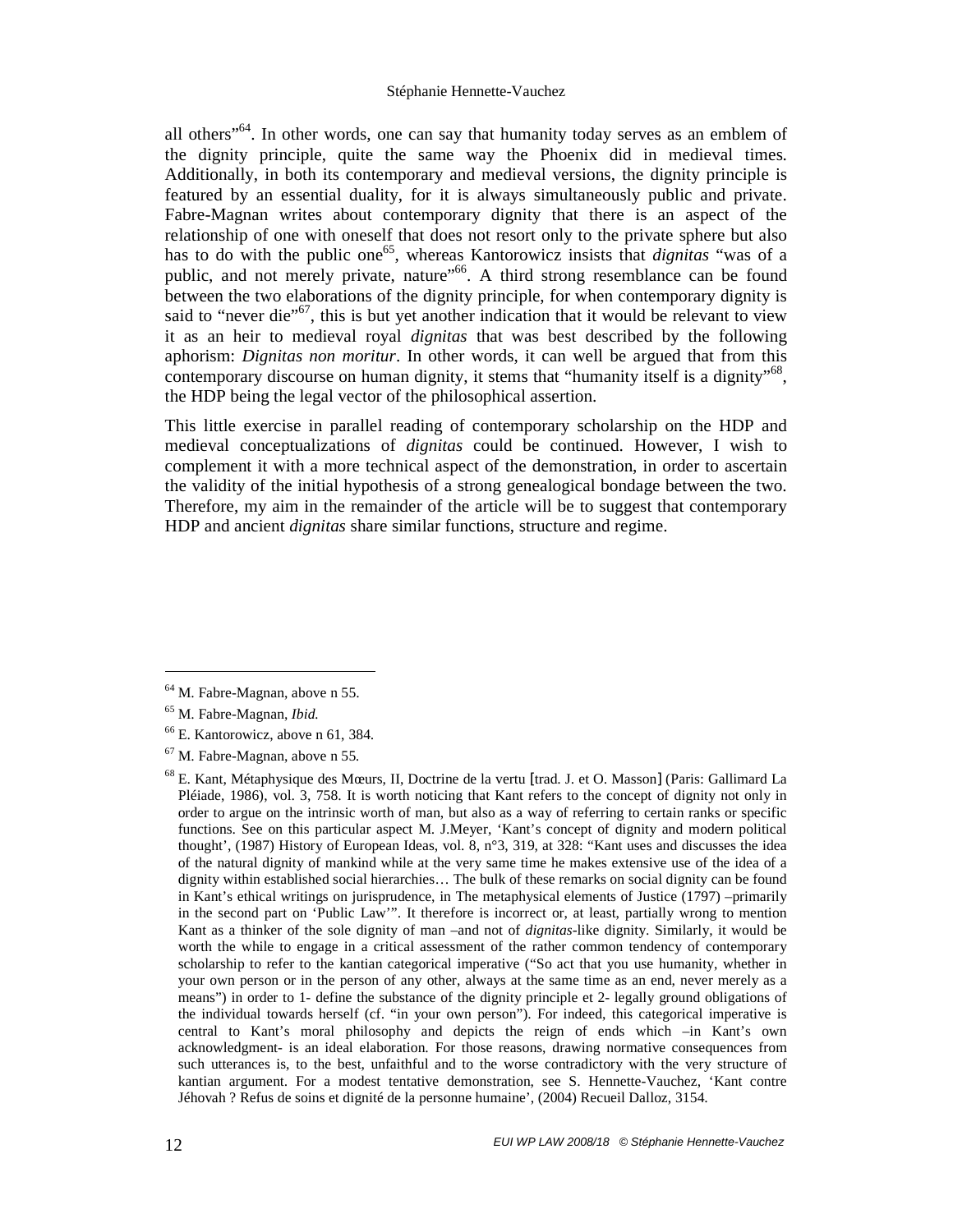all others"[64]. In other words, one can say that humanity today serves as an emblem of the dignity principle, quite the same way the Phoenix did in medieval times. Additionally, in both its contemporary and medieval versions, the dignity principle is featured by an essential duality, for it is always simultaneously public and private. Fabre-Magnan writes about contemporary dignity that there is an aspect of the relationship of one with oneself that does not resort only to the private sphere but also has to do with the public one[65], whereas Kantorowicz insists that *dignitas* "was of a public, and not merely private, nature"[66]. A third strong resemblance can be found between the two elaborations of the dignity principle, for when contemporary dignity is said to "never die"[67], this is but yet another indication that it would be relevant to view it as an heir to medieval royal *dignitas* that was best described by the following aphorism: *Dignitas non moritur*. In other words, it can well be argued that from this contemporary discourse on human dignity, it stems that "humanity itself is a dignity"[68], the HDP being the legal vector of the philosophical assertion.

This little exercise in parallel reading of contemporary scholarship on the HDP and medieval conceptualizations of *dignitas* could be continued. However, I wish to complement it with a more technical aspect of the demonstration, in order to ascertain the validity of the initial hypothesis of a strong genealogical bondage between the two. Therefore, my aim in the remainder of the article will be to suggest that contemporary HDP and ancient *dignitas* share similar functions, structure and regime.

---

[64] M. Fabre-Magnan, above n 55.

[65] M. Fabre-Magnan, *Ibid.*

[66] E. Kantorowicz, above n 61, 384.

[67] M. Fabre-Magnan, above n 55.

[68] E. Kant, Métaphysique des Mœurs, II, Doctrine de la vertu [trad. J. et O. Masson] (Paris: Gallimard La Pléiade, 1986), vol. 3, 758. It is worth noticing that Kant refers to the concept of dignity not only in order to argue on the intrinsic worth of man, but also as a way of referring to certain ranks or specific functions. See on this particular aspect M. J.Meyer, 'Kant's concept of dignity and modern political thought', (1987) History of European Ideas, vol. 8, n°3, 319, at 328: "Kant uses and discusses the idea of the natural dignity of mankind while at the very same time he makes extensive use of the idea of a dignity within established social hierarchies… The bulk of these remarks on social dignity can be found in Kant's ethical writings on jurisprudence, in The metaphysical elements of Justice (1797) –primarily in the second part on 'Public Law'". It therefore is incorrect or, at least, partially wrong to mention Kant as a thinker of the sole dignity of man –and not of *dignitas*-like dignity. Similarly, it would be worth the while to engage in a critical assessment of the rather common tendency of contemporary scholarship to refer to the kantian categorical imperative ("So act that you use humanity, whether in your own person or in the person of any other, always at the same time as an end, never merely as a means") in order to 1- define the substance of the dignity principle et 2- legally ground obligations of the individual towards herself (cf. "in your own person"). For indeed, this categorical imperative is central to Kant's moral philosophy and depicts the reign of ends which –in Kant's own acknowledgment- is an ideal elaboration. For those reasons, drawing normative consequences from such utterances is, to the best, unfaithful and to the worse contradictory with the very structure of kantian argument. For a modest tentative demonstration, see S. Hennette-Vauchez, 'Kant contre Jéhovah ? Refus de soins et dignité de la personne humaine', (2004) Recueil Dalloz, 3154.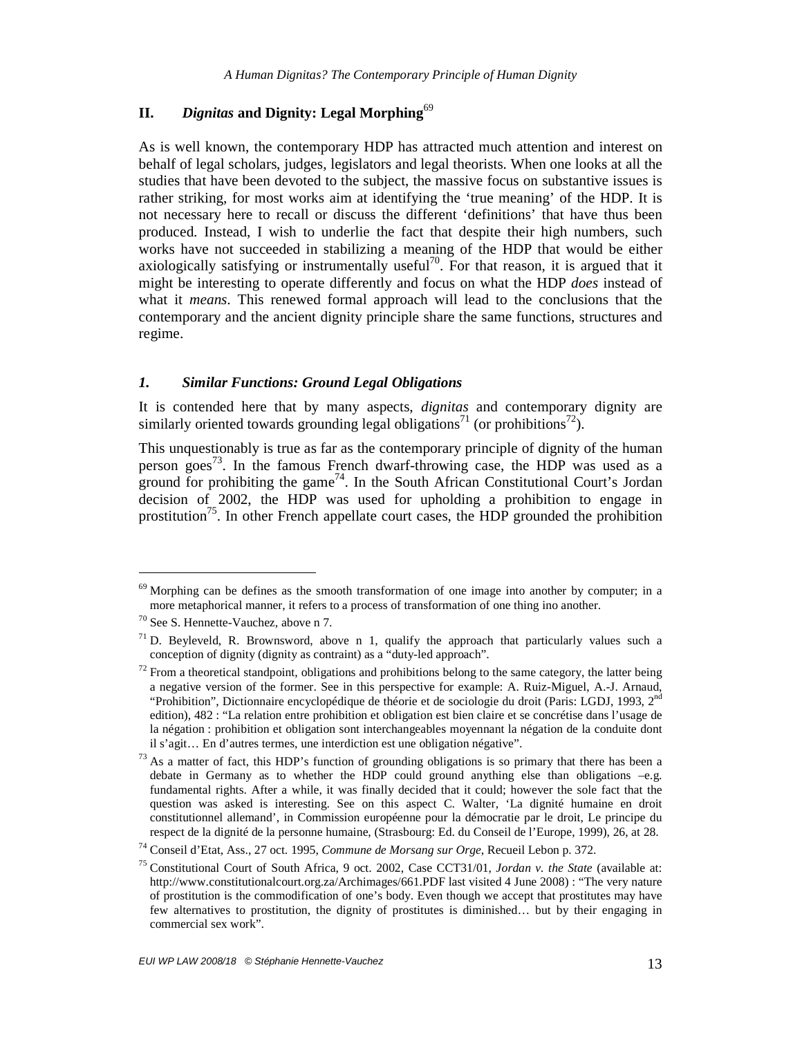## II. *Dignitas* and Dignity: Legal Morphing[69]

As is well known, the contemporary HDP has attracted much attention and interest on behalf of legal scholars, judges, legislators and legal theorists. When one looks at all the studies that have been devoted to the subject, the massive focus on substantive issues is rather striking, for most works aim at identifying the 'true meaning' of the HDP. It is not necessary here to recall or discuss the different 'definitions' that have thus been produced. Instead, I wish to underlie the fact that despite their high numbers, such works have not succeeded in stabilizing a meaning of the HDP that would be either axiologically satisfying or instrumentally useful[70]. For that reason, it is argued that it might be interesting to operate differently and focus on what the HDP *does* instead of what it *means*. This renewed formal approach will lead to the conclusions that the contemporary and the ancient dignity principle share the same functions, structures and regime.

### *1. Similar Functions: Ground Legal Obligations*

It is contended here that by many aspects, *dignitas* and contemporary dignity are similarly oriented towards grounding legal obligations[71] (or prohibitions[72]).

This unquestionably is true as far as the contemporary principle of dignity of the human person goes[73]. In the famous French dwarf-throwing case, the HDP was used as a ground for prohibiting the game[74]. In the South African Constitutional Court's Jordan decision of 2002, the HDP was used for upholding a prohibition to engage in prostitution[75]. In other French appellate court cases, the HDP grounded the prohibition

---

[69] Morphing can be defines as the smooth transformation of one image into another by computer; in a more metaphorical manner, it refers to a process of transformation of one thing ino another.

[70] See S. Hennette-Vauchez, above n 7.

[71] D. Beyleveld, R. Brownsword, above n 1, qualify the approach that particularly values such a conception of dignity (dignity as contraint) as a "duty-led approach".

[72] From a theoretical standpoint, obligations and prohibitions belong to the same category, the latter being a negative version of the former. See in this perspective for example: A. Ruiz-Miguel, A.-J. Arnaud, "Prohibition", Dictionnaire encyclopédique de théorie et de sociologie du droit (Paris: LGDJ, 1993, 2nd edition), 482 : "La relation entre prohibition et obligation est bien claire et se concrétise dans l'usage de la négation : prohibition et obligation sont interchangeables moyennant la négation de la conduite dont il s'agit… En d'autres termes, une interdiction est une obligation négative".

[73] As a matter of fact, this HDP's function of grounding obligations is so primary that there has been a debate in Germany as to whether the HDP could ground anything else than obligations –e.g. fundamental rights. After a while, it was finally decided that it could; however the sole fact that the question was asked is interesting. See on this aspect C. Walter, 'La dignité humaine en droit constitutionnel allemand', in Commission européenne pour la démocratie par le droit, Le principe du respect de la dignité de la personne humaine, (Strasbourg: Ed. du Conseil de l'Europe, 1999), 26, at 28.

[74] Conseil d'Etat, Ass., 27 oct. 1995, *Commune de Morsang sur Orge*, Recueil Lebon p. 372.

[75] Constitutional Court of South Africa, 9 oct. 2002, Case CCT31/01, *Jordan v. the State* (available at: http://www.constitutionalcourt.org.za/Archimages/661.PDF last visited 4 June 2008) : "The very nature of prostitution is the commodification of one's body. Even though we accept that prostitutes may have few alternatives to prostitution, the dignity of prostitutes is diminished… but by their engaging in commercial sex work".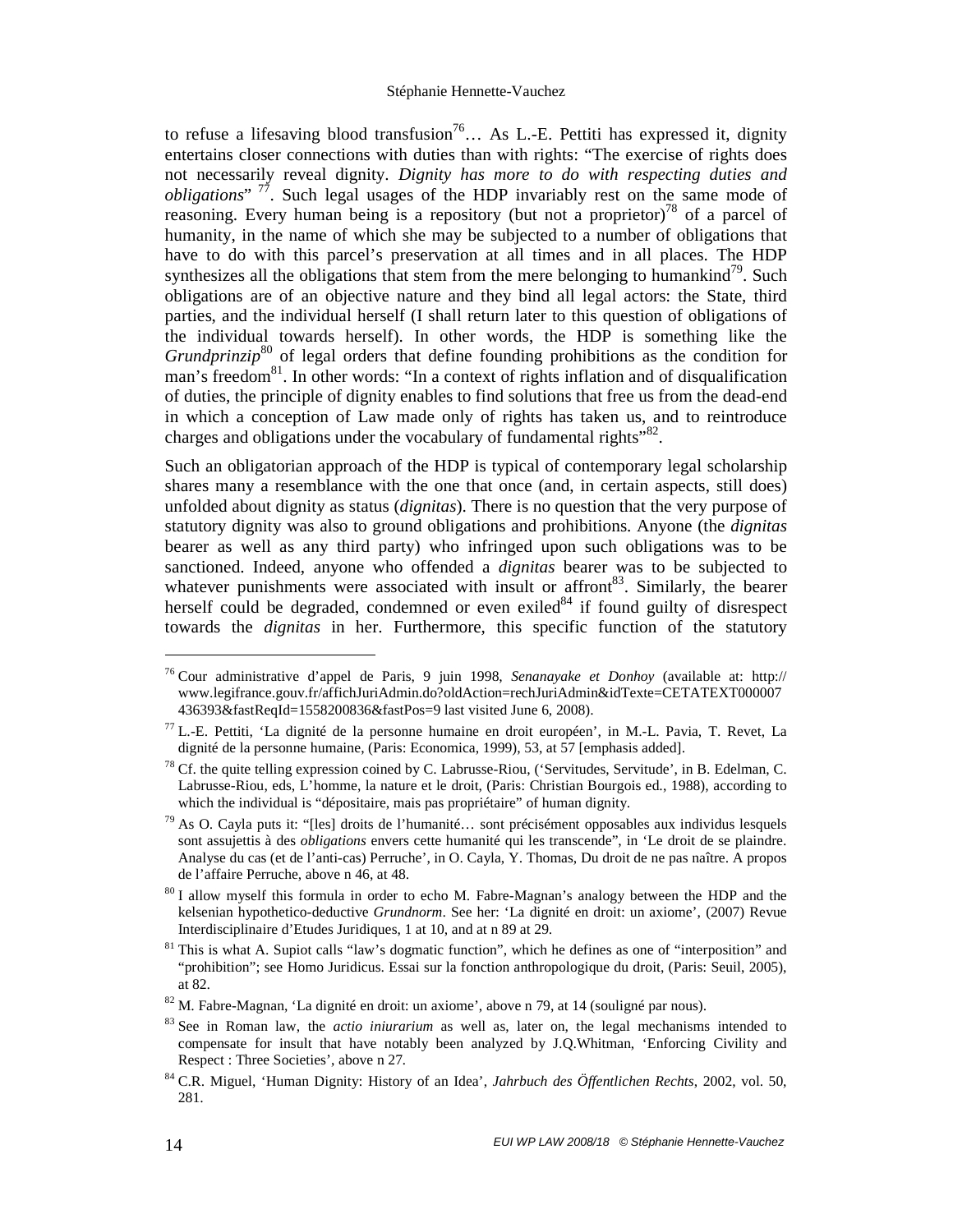to refuse a lifesaving blood transfusion[76]… As L.-E. Pettiti has expressed it, dignity entertains closer connections with duties than with rights: "The exercise of rights does not necessarily reveal dignity. *Dignity has more to do with respecting duties and obligations*" [77]. Such legal usages of the HDP invariably rest on the same mode of reasoning. Every human being is a repository (but not a proprietor)[78] of a parcel of humanity, in the name of which she may be subjected to a number of obligations that have to do with this parcel's preservation at all times and in all places. The HDP synthesizes all the obligations that stem from the mere belonging to humankind[79]. Such obligations are of an objective nature and they bind all legal actors: the State, third parties, and the individual herself (I shall return later to this question of obligations of the individual towards herself). In other words, the HDP is something like the *Grundprinzip*[80] of legal orders that define founding prohibitions as the condition for man's freedom[81]. In other words: "In a context of rights inflation and of disqualification of duties, the principle of dignity enables to find solutions that free us from the dead-end in which a conception of Law made only of rights has taken us, and to reintroduce charges and obligations under the vocabulary of fundamental rights"[82].

Such an obligatorian approach of the HDP is typical of contemporary legal scholarship shares many a resemblance with the one that once (and, in certain aspects, still does) unfolded about dignity as status (*dignitas*). There is no question that the very purpose of statutory dignity was also to ground obligations and prohibitions. Anyone (the *dignitas* bearer as well as any third party) who infringed upon such obligations was to be sanctioned. Indeed, anyone who offended a *dignitas* bearer was to be subjected to whatever punishments were associated with insult or affront[83]. Similarly, the bearer herself could be degraded, condemned or even exiled[84] if found guilty of disrespect towards the *dignitas* in her. Furthermore, this specific function of the statutory

---

[76] Cour administrative d'appel de Paris, 9 juin 1998, *Senanayake et Donhoy* (available at: http://www.legifrance.gouv.fr/affichJuriAdmin.do?oldAction=rechJuriAdmin&idTexte=CETATEXT000007436393&fastReqId=1558200836&fastPos=9 last visited June 6, 2008).

[77] L.-E. Pettiti, 'La dignité de la personne humaine en droit européen', in M.-L. Pavia, T. Revet, La dignité de la personne humaine, (Paris: Economica, 1999), 53, at 57 [emphasis added].

[78] Cf. the quite telling expression coined by C. Labrusse-Riou, ('Servitudes, Servitude', in B. Edelman, C. Labrusse-Riou, eds, L'homme, la nature et le droit, (Paris: Christian Bourgois ed., 1988), according to which the individual is "dépositaire, mais pas propriétaire" of human dignity.

[79] As O. Cayla puts it: "[les] droits de l'humanité… sont précisément opposables aux individus lesquels sont assujettis à des *obligations* envers cette humanité qui les transcende", in 'Le droit de se plaindre. Analyse du cas (et de l'anti-cas) Perruche', in O. Cayla, Y. Thomas, Du droit de ne pas naître. A propos de l'affaire Perruche, above n 46, at 48.

[80] I allow myself this formula in order to echo M. Fabre-Magnan's analogy between the HDP and the kelsenian hypothetico-deductive *Grundnorm*. See her: 'La dignité en droit: un axiome', (2007) Revue Interdisciplinaire d'Etudes Juridiques, 1 at 10, and at n 89 at 29.

[81] This is what A. Supiot calls "law's dogmatic function", which he defines as one of "interposition" and "prohibition"; see Homo Juridicus. Essai sur la fonction anthropologique du droit, (Paris: Seuil, 2005), at 82.

[82] M. Fabre-Magnan, 'La dignité en droit: un axiome', above n 79, at 14 (souligné par nous).

[83] See in Roman law, the *actio iniurarium* as well as, later on, the legal mechanisms intended to compensate for insult that have notably been analyzed by J.Q.Whitman, 'Enforcing Civility and Respect : Three Societies', above n 27.

[84] C.R. Miguel, 'Human Dignity: History of an Idea', *Jahrbuch des Öffentlichen Rechts*, 2002, vol. 50, 281.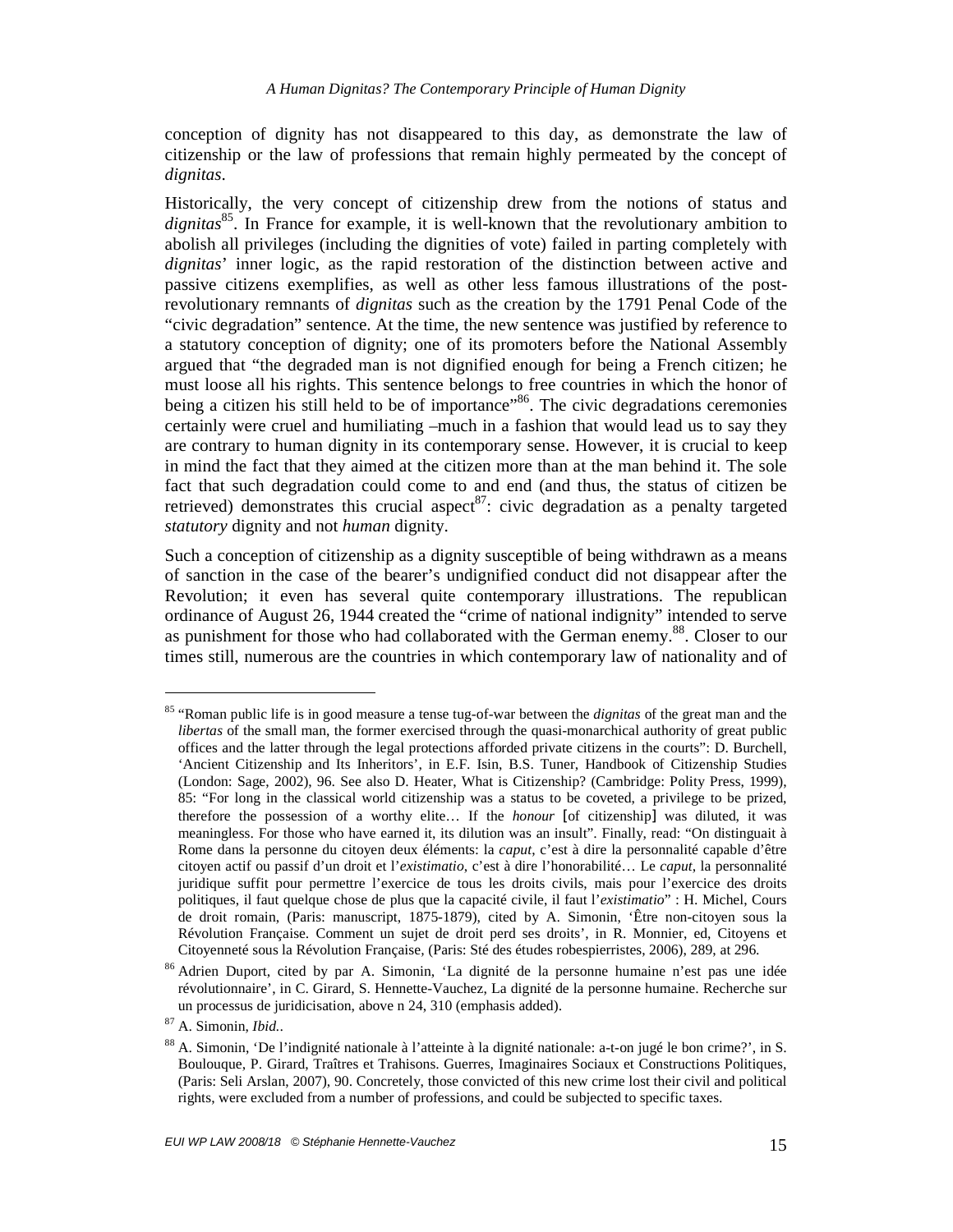conception of dignity has not disappeared to this day, as demonstrate the law of citizenship or the law of professions that remain highly permeated by the concept of *dignitas*.

Historically, the very concept of citizenship drew from the notions of status and *dignitas*[85]. In France for example, it is well-known that the revolutionary ambition to abolish all privileges (including the dignities of vote) failed in parting completely with *dignitas*' inner logic, as the rapid restoration of the distinction between active and passive citizens exemplifies, as well as other less famous illustrations of the post-revolutionary remnants of *dignitas* such as the creation by the 1791 Penal Code of the "civic degradation" sentence. At the time, the new sentence was justified by reference to a statutory conception of dignity; one of its promoters before the National Assembly argued that "the degraded man is not dignified enough for being a French citizen; he must loose all his rights. This sentence belongs to free countries in which the honor of being a citizen his still held to be of importance"[86]. The civic degradations ceremonies certainly were cruel and humiliating –much in a fashion that would lead us to say they are contrary to human dignity in its contemporary sense. However, it is crucial to keep in mind the fact that they aimed at the citizen more than at the man behind it. The sole fact that such degradation could come to and end (and thus, the status of citizen be retrieved) demonstrates this crucial aspect[87]: civic degradation as a penalty targeted *statutory* dignity and not *human* dignity.

Such a conception of citizenship as a dignity susceptible of being withdrawn as a means of sanction in the case of the bearer's undignified conduct did not disappear after the Revolution; it even has several quite contemporary illustrations. The republican ordinance of August 26, 1944 created the "crime of national indignity" intended to serve as punishment for those who had collaborated with the German enemy.[88]. Closer to our times still, numerous are the countries in which contemporary law of nationality and of

---

[85] "Roman public life is in good measure a tense tug-of-war between the *dignitas* of the great man and the *libertas* of the small man, the former exercised through the quasi-monarchical authority of great public offices and the latter through the legal protections afforded private citizens in the courts": D. Burchell, 'Ancient Citizenship and Its Inheritors', in E.F. Isin, B.S. Tuner, Handbook of Citizenship Studies (London: Sage, 2002), 96. See also D. Heater, What is Citizenship? (Cambridge: Polity Press, 1999), 85: "For long in the classical world citizenship was a status to be coveted, a privilege to be prized, therefore the possession of a worthy elite… If the *honour* [of citizenship] was diluted, it was meaningless. For those who have earned it, its dilution was an insult". Finally, read: "On distinguait à Rome dans la personne du citoyen deux éléments: la *caput*, c'est à dire la personnalité capable d'être citoyen actif ou passif d'un droit et l'*existimatio*, c'est à dire l'honorabilité… Le *caput*, la personnalité juridique suffit pour permettre l'exercice de tous les droits civils, mais pour l'exercice des droits politiques, il faut quelque chose de plus que la capacité civile, il faut l'*existimatio*" : H. Michel, Cours de droit romain, (Paris: manuscript, 1875-1879), cited by A. Simonin, 'Être non-citoyen sous la Révolution Française. Comment un sujet de droit perd ses droits', in R. Monnier, ed, Citoyens et Citoyenneté sous la Révolution Française, (Paris: Sté des études robespierristes, 2006), 289, at 296.

[86] Adrien Duport, cited by par A. Simonin, 'La dignité de la personne humaine n'est pas une idée révolutionnaire', in C. Girard, S. Hennette-Vauchez, La dignité de la personne humaine. Recherche sur un processus de juridicisation, above n 24, 310 (emphasis added).

[87] A. Simonin, *Ibid.*.

[88] A. Simonin, 'De l'indignité nationale à l'atteinte à la dignité nationale: a-t-on jugé le bon crime?', in S. Boulouque, P. Girard, Traîtres et Trahisons. Guerres, Imaginaires Sociaux et Constructions Politiques, (Paris: Seli Arslan, 2007), 90. Concretely, those convicted of this new crime lost their civil and political rights, were excluded from a number of professions, and could be subjected to specific taxes.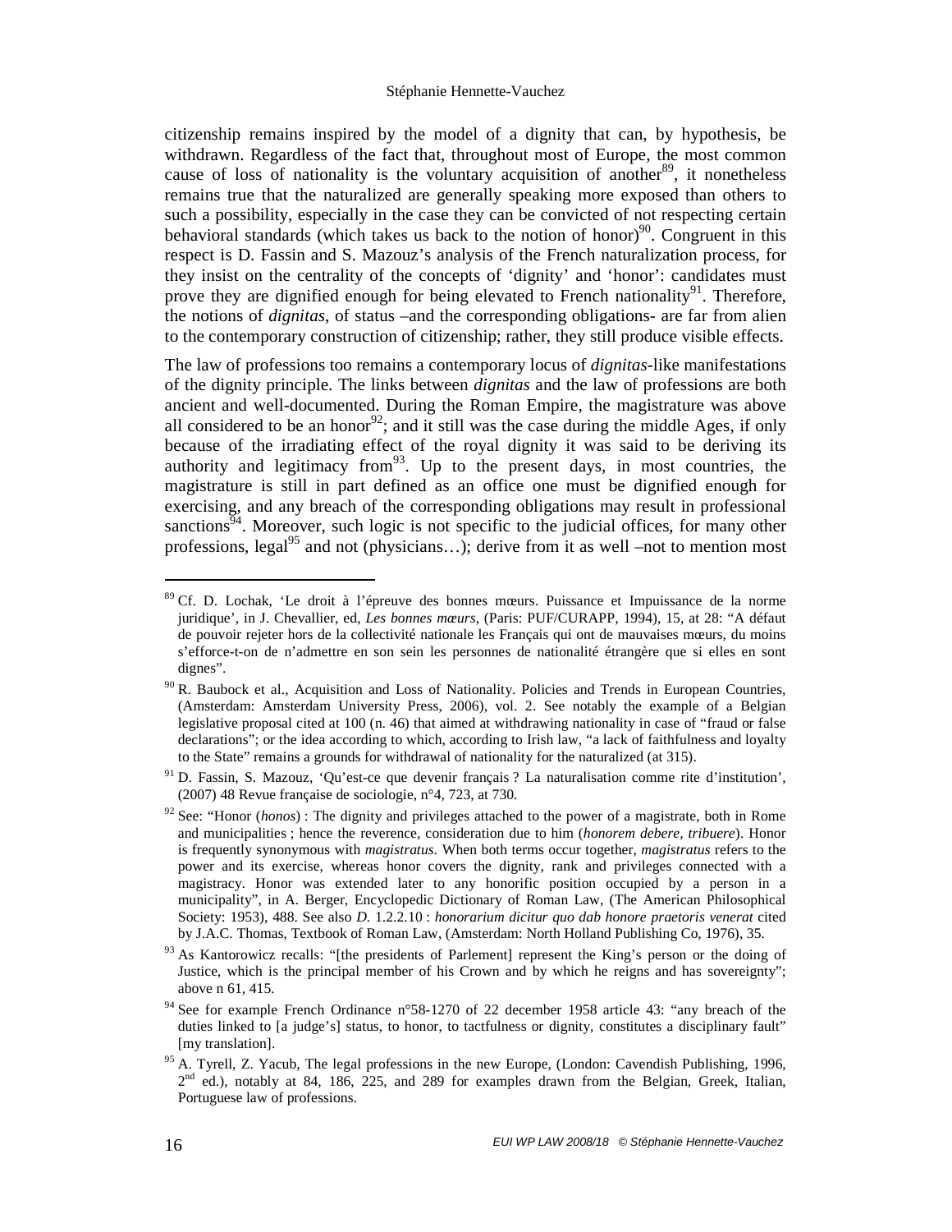citizenship remains inspired by the model of a dignity that can, by hypothesis, be withdrawn. Regardless of the fact that, throughout most of Europe, the most common cause of loss of nationality is the voluntary acquisition of another[89], it nonetheless remains true that the naturalized are generally speaking more exposed than others to such a possibility, especially in the case they can be convicted of not respecting certain behavioral standards (which takes us back to the notion of honor)[90]. Congruent in this respect is D. Fassin and S. Mazouz's analysis of the French naturalization process, for they insist on the centrality of the concepts of 'dignity' and 'honor': candidates must prove they are dignified enough for being elevated to French nationality[91]. Therefore, the notions of *dignitas*, of status –and the corresponding obligations- are far from alien to the contemporary construction of citizenship; rather, they still produce visible effects.

The law of professions too remains a contemporary locus of *dignitas*-like manifestations of the dignity principle. The links between *dignitas* and the law of professions are both ancient and well-documented. During the Roman Empire, the magistrature was above all considered to be an honor[92]; and it still was the case during the middle Ages, if only because of the irradiating effect of the royal dignity it was said to be deriving its authority and legitimacy from[93]. Up to the present days, in most countries, the magistrature is still in part defined as an office one must be dignified enough for exercising, and any breach of the corresponding obligations may result in professional sanctions[94]. Moreover, such logic is not specific to the judicial offices, for many other professions, legal[95] and not (physicians…); derive from it as well –not to mention most

---

[89] Cf. D. Lochak, 'Le droit à l'épreuve des bonnes mœurs. Puissance et Impuissance de la norme juridique', in J. Chevallier, ed, *Les bonnes mœurs*, (Paris: PUF/CURAPP, 1994), 15, at 28: "A défaut de pouvoir rejeter hors de la collectivité nationale les Français qui ont de mauvaises mœurs, du moins s'efforce-t-on de n'admettre en son sein les personnes de nationalité étrangère que si elles en sont dignes".

[90] R. Baubock et al., Acquisition and Loss of Nationality. Policies and Trends in European Countries, (Amsterdam: Amsterdam University Press, 2006), vol. 2. See notably the example of a Belgian legislative proposal cited at 100 (n. 46) that aimed at withdrawing nationality in case of "fraud or false declarations"; or the idea according to which, according to Irish law, "a lack of faithfulness and loyalty to the State" remains a grounds for withdrawal of nationality for the naturalized (at 315).

[91] D. Fassin, S. Mazouz, 'Qu'est-ce que devenir français ? La naturalisation comme rite d'institution', (2007) 48 Revue française de sociologie, n°4, 723, at 730.

[92] See: "Honor (*honos*) : The dignity and privileges attached to the power of a magistrate, both in Rome and municipalities ; hence the reverence, consideration due to him (*honorem debere, tribuere*). Honor is frequently synonymous with *magistratus*. When both terms occur together, *magistratus* refers to the power and its exercise, whereas honor covers the dignity, rank and privileges connected with a magistracy. Honor was extended later to any honorific position occupied by a person in a municipality", in A. Berger, Encyclopedic Dictionary of Roman Law, (The American Philosophical Society: 1953), 488. See also *D.* 1.2.2.10 : *honorarium dicitur quo dab honore praetoris venerat* cited by J.A.C. Thomas, Textbook of Roman Law, (Amsterdam: North Holland Publishing Co, 1976), 35.

[93] As Kantorowicz recalls: "[the presidents of Parlement] represent the King's person or the doing of Justice, which is the principal member of his Crown and by which he reigns and has sovereignty"; above n 61, 415.

[94] See for example French Ordinance n°58-1270 of 22 december 1958 article 43: "any breach of the duties linked to [a judge's] status, to honor, to tactfulness or dignity, constitutes a disciplinary fault" [my translation].

[95] A. Tyrell, Z. Yacub, The legal professions in the new Europe, (London: Cavendish Publishing, 1996, 2nd ed.), notably at 84, 186, 225, and 289 for examples drawn from the Belgian, Greek, Italian, Portuguese law of professions.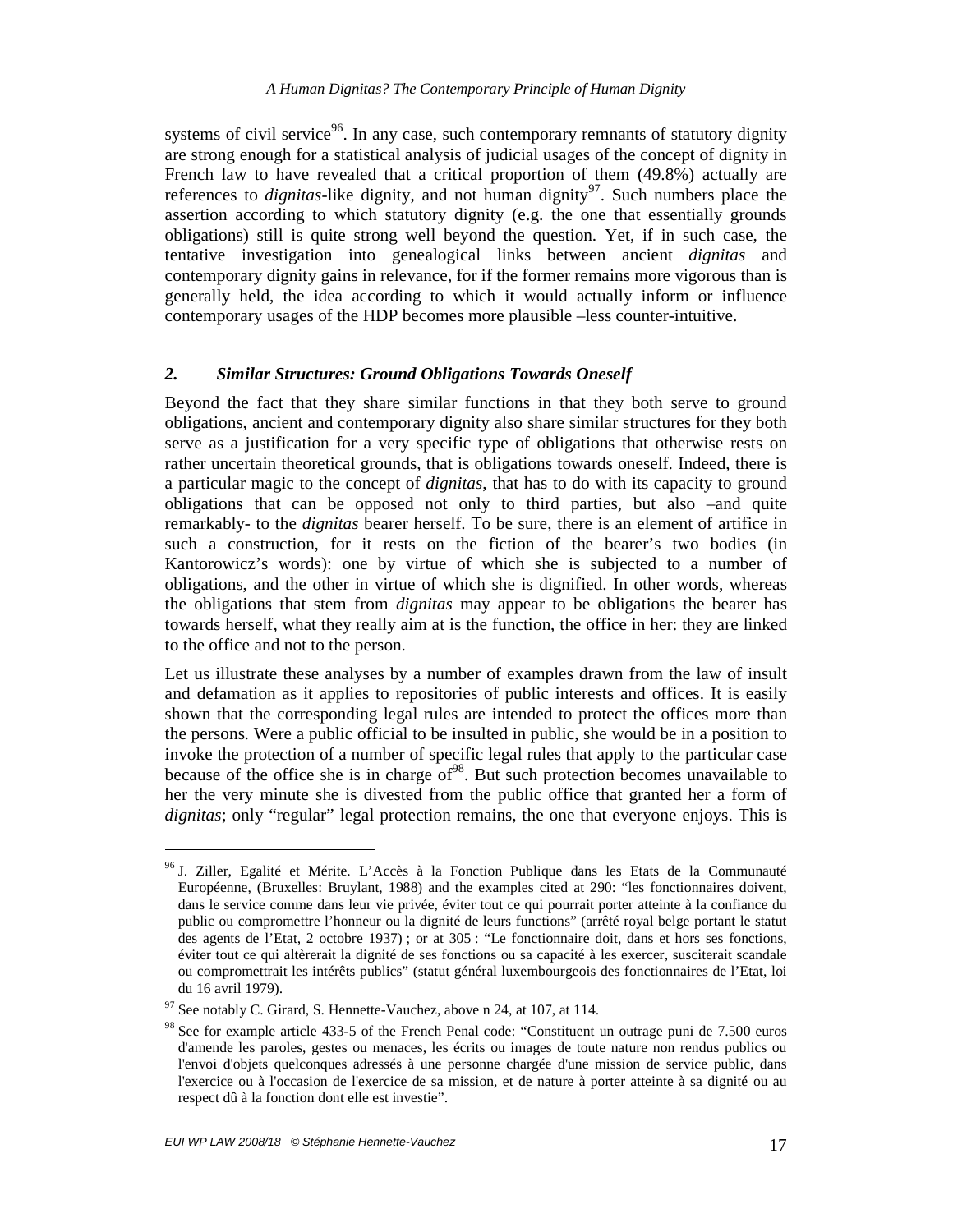systems of civil service[96]. In any case, such contemporary remnants of statutory dignity are strong enough for a statistical analysis of judicial usages of the concept of dignity in French law to have revealed that a critical proportion of them (49.8%) actually are references to *dignitas*-like dignity, and not human dignity[97]. Such numbers place the assertion according to which statutory dignity (e.g. the one that essentially grounds obligations) still is quite strong well beyond the question. Yet, if in such case, the tentative investigation into genealogical links between ancient *dignitas* and contemporary dignity gains in relevance, for if the former remains more vigorous than is generally held, the idea according to which it would actually inform or influence contemporary usages of the HDP becomes more plausible –less counter-intuitive.

### *2. Similar Structures: Ground Obligations Towards Oneself*

Beyond the fact that they share similar functions in that they both serve to ground obligations, ancient and contemporary dignity also share similar structures for they both serve as a justification for a very specific type of obligations that otherwise rests on rather uncertain theoretical grounds, that is obligations towards oneself. Indeed, there is a particular magic to the concept of *dignitas*, that has to do with its capacity to ground obligations that can be opposed not only to third parties, but also –and quite remarkably- to the *dignitas* bearer herself. To be sure, there is an element of artifice in such a construction, for it rests on the fiction of the bearer's two bodies (in Kantorowicz's words): one by virtue of which she is subjected to a number of obligations, and the other in virtue of which she is dignified. In other words, whereas the obligations that stem from *dignitas* may appear to be obligations the bearer has towards herself, what they really aim at is the function, the office in her: they are linked to the office and not to the person.

Let us illustrate these analyses by a number of examples drawn from the law of insult and defamation as it applies to repositories of public interests and offices. It is easily shown that the corresponding legal rules are intended to protect the offices more than the persons. Were a public official to be insulted in public, she would be in a position to invoke the protection of a number of specific legal rules that apply to the particular case because of the office she is in charge of[98]. But such protection becomes unavailable to her the very minute she is divested from the public office that granted her a form of *dignitas*; only "regular" legal protection remains, the one that everyone enjoys. This is

---

[96] J. Ziller, Egalité et Mérite. L'Accès à la Fonction Publique dans les Etats de la Communauté Européenne, (Bruxelles: Bruylant, 1988) and the examples cited at 290: "les fonctionnaires doivent, dans le service comme dans leur vie privée, éviter tout ce qui pourrait porter atteinte à la confiance du public ou compromettre l'honneur ou la dignité de leurs functions" (arrêté royal belge portant le statut des agents de l'Etat, 2 octobre 1937) ; or at 305 : "Le fonctionnaire doit, dans et hors ses fonctions, éviter tout ce qui altèrerait la dignité de ses fonctions ou sa capacité à les exercer, susciterait scandale ou compromettrait les intérêts publics" (statut général luxembourgeois des fonctionnaires de l'Etat, loi du 16 avril 1979).

[97] See notably C. Girard, S. Hennette-Vauchez, above n 24, at 107, at 114.

[98] See for example article 433-5 of the French Penal code: "Constituent un outrage puni de 7.500 euros d'amende les paroles, gestes ou menaces, les écrits ou images de toute nature non rendus publics ou l'envoi d'objets quelconques adressés à une personne chargée d'une mission de service public, dans l'exercice ou à l'occasion de l'exercice de sa mission, et de nature à porter atteinte à sa dignité ou au respect dû à la fonction dont elle est investie".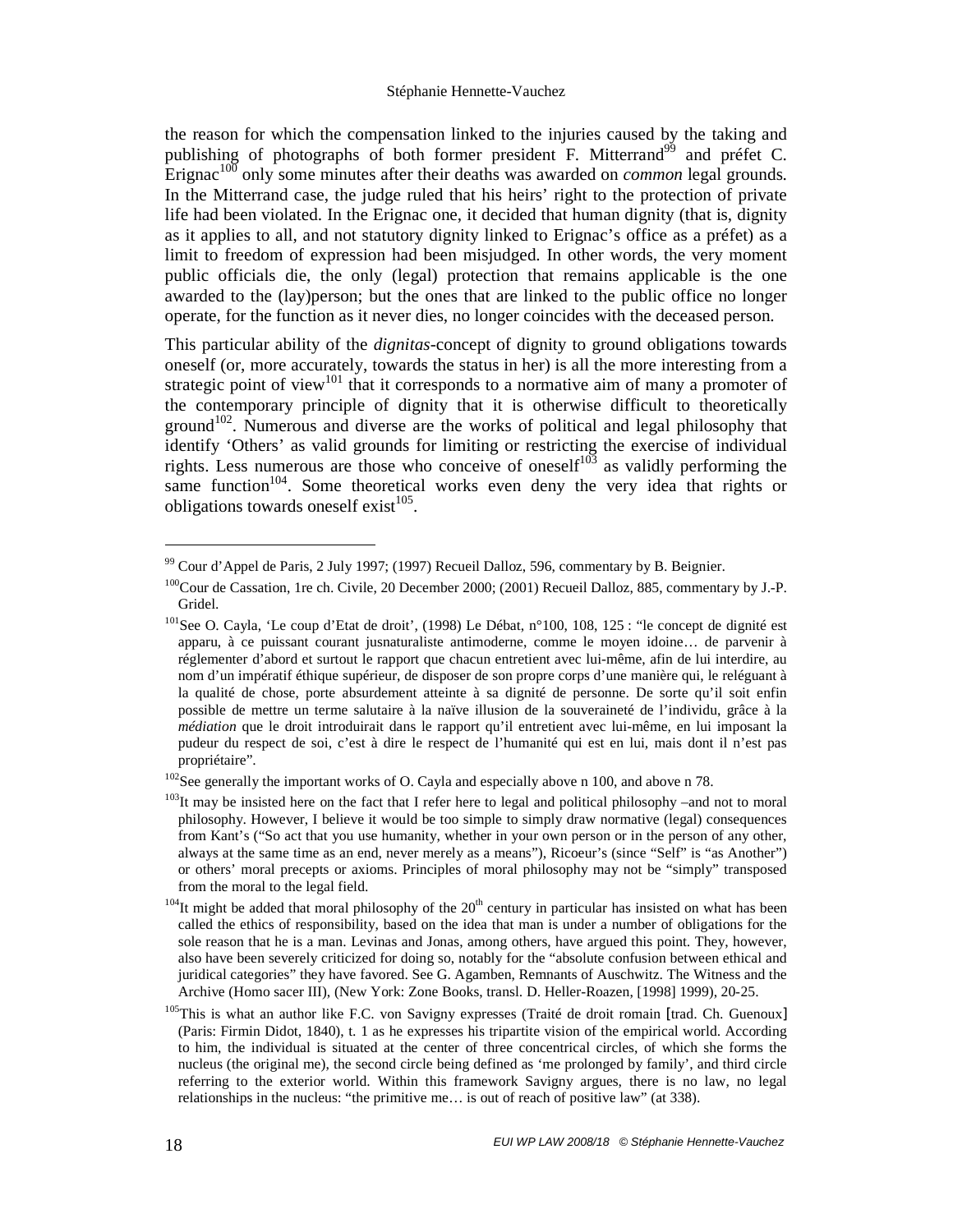the reason for which the compensation linked to the injuries caused by the taking and publishing of photographs of both former president F. Mitterrand[99] and préfet C. Erignac[100] only some minutes after their deaths was awarded on *common* legal grounds. In the Mitterrand case, the judge ruled that his heirs' right to the protection of private life had been violated. In the Erignac one, it decided that human dignity (that is, dignity as it applies to all, and not statutory dignity linked to Erignac's office as a préfet) as a limit to freedom of expression had been misjudged. In other words, the very moment public officials die, the only (legal) protection that remains applicable is the one awarded to the (lay)person; but the ones that are linked to the public office no longer operate, for the function as it never dies, no longer coincides with the deceased person.

This particular ability of the *dignitas*-concept of dignity to ground obligations towards oneself (or, more accurately, towards the status in her) is all the more interesting from a strategic point of view[101] that it corresponds to a normative aim of many a promoter of the contemporary principle of dignity that it is otherwise difficult to theoretically ground[102]. Numerous and diverse are the works of political and legal philosophy that identify 'Others' as valid grounds for limiting or restricting the exercise of individual rights. Less numerous are those who conceive of oneself[103] as validly performing the same function[104]. Some theoretical works even deny the very idea that rights or obligations towards oneself exist[105].

---

[99] Cour d'Appel de Paris, 2 July 1997; (1997) Recueil Dalloz, 596, commentary by B. Beignier.

[100] Cour de Cassation, 1re ch. Civile, 20 December 2000; (2001) Recueil Dalloz, 885, commentary by J.-P. Gridel.

[101] See O. Cayla, 'Le coup d'Etat de droit', (1998) Le Débat, n°100, 108, 125 : "le concept de dignité est apparu, à ce puissant courant jusnaturaliste antimoderne, comme le moyen idoine… de parvenir à réglementer d'abord et surtout le rapport que chacun entretient avec lui-même, afin de lui interdire, au nom d'un impératif éthique supérieur, de disposer de son propre corps d'une manière qui, le reléguant à la qualité de chose, porte absurdement atteinte à sa dignité de personne. De sorte qu'il soit enfin possible de mettre un terme salutaire à la naïve illusion de la souveraineté de l'individu, grâce à la *médiation* que le droit introduirait dans le rapport qu'il entretient avec lui-même, en lui imposant la pudeur du respect de soi, c'est à dire le respect de l'humanité qui est en lui, mais dont il n'est pas propriétaire".

[102] See generally the important works of O. Cayla and especially above n 100, and above n 78.

[103] It may be insisted here on the fact that I refer here to legal and political philosophy –and not to moral philosophy. However, I believe it would be too simple to simply draw normative (legal) consequences from Kant's ("So act that you use humanity, whether in your own person or in the person of any other, always at the same time as an end, never merely as a means"), Ricoeur's (since "Self" is "as Another") or others' moral precepts or axioms. Principles of moral philosophy may not be "simply" transposed from the moral to the legal field.

[104] It might be added that moral philosophy of the 20th century in particular has insisted on what has been called the ethics of responsibility, based on the idea that man is under a number of obligations for the sole reason that he is a man. Levinas and Jonas, among others, have argued this point. They, however, also have been severely criticized for doing so, notably for the "absolute confusion between ethical and juridical categories" they have favored. See G. Agamben, Remnants of Auschwitz. The Witness and the Archive (Homo sacer III), (New York: Zone Books, transl. D. Heller-Roazen, [1998] 1999), 20-25.

[105] This is what an author like F.C. von Savigny expresses (Traité de droit romain [trad. Ch. Guenoux] (Paris: Firmin Didot, 1840), t. 1 as he expresses his tripartite vision of the empirical world. According to him, the individual is situated at the center of three concentrical circles, of which she forms the nucleus (the original me), the second circle being defined as 'me prolonged by family', and third circle referring to the exterior world. Within this framework Savigny argues, there is no law, no legal relationships in the nucleus: "the primitive me… is out of reach of positive law" (at 338).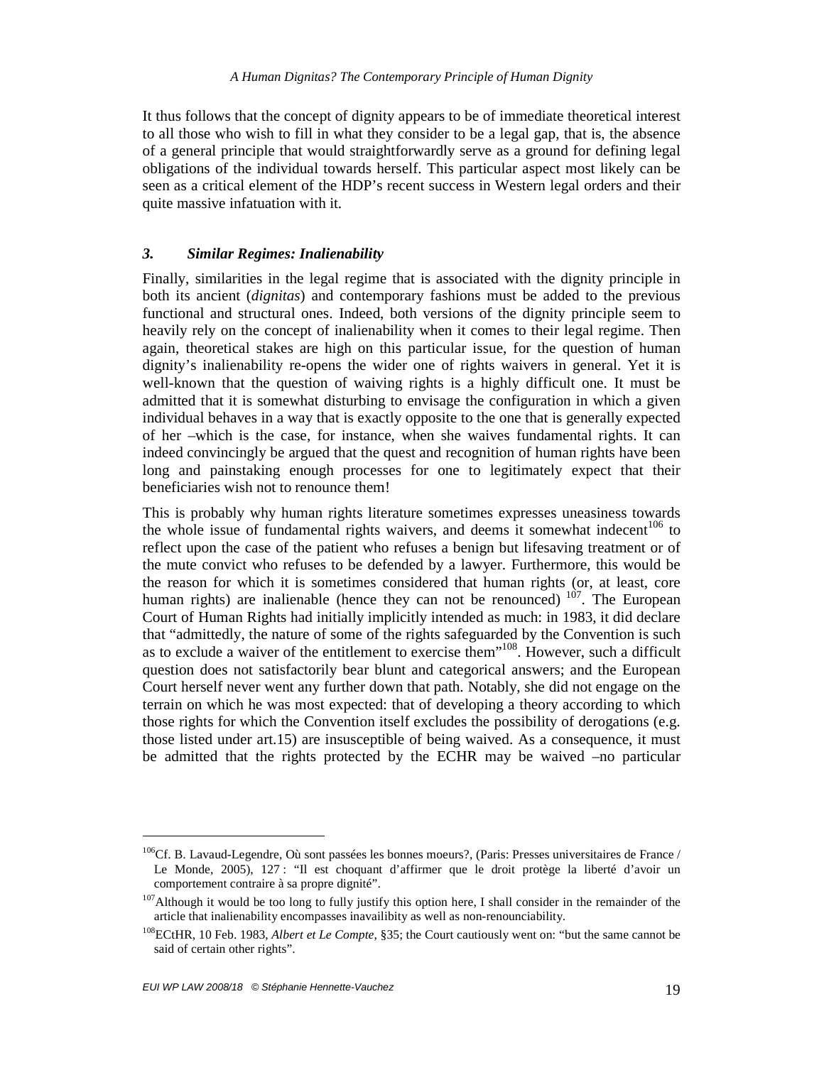It thus follows that the concept of dignity appears to be of immediate theoretical interest to all those who wish to fill in what they consider to be a legal gap, that is, the absence of a general principle that would straightforwardly serve as a ground for defining legal obligations of the individual towards herself. This particular aspect most likely can be seen as a critical element of the HDP's recent success in Western legal orders and their quite massive infatuation with it.

### *3. Similar Regimes: Inalienability*

Finally, similarities in the legal regime that is associated with the dignity principle in both its ancient (*dignitas*) and contemporary fashions must be added to the previous functional and structural ones. Indeed, both versions of the dignity principle seem to heavily rely on the concept of inalienability when it comes to their legal regime. Then again, theoretical stakes are high on this particular issue, for the question of human dignity's inalienability re-opens the wider one of rights waivers in general. Yet it is well-known that the question of waiving rights is a highly difficult one. It must be admitted that it is somewhat disturbing to envisage the configuration in which a given individual behaves in a way that is exactly opposite to the one that is generally expected of her –which is the case, for instance, when she waives fundamental rights. It can indeed convincingly be argued that the quest and recognition of human rights have been long and painstaking enough processes for one to legitimately expect that their beneficiaries wish not to renounce them!

This is probably why human rights literature sometimes expresses uneasiness towards the whole issue of fundamental rights waivers, and deems it somewhat indecent[106] to reflect upon the case of the patient who refuses a benign but lifesaving treatment or of the mute convict who refuses to be defended by a lawyer. Furthermore, this would be the reason for which it is sometimes considered that human rights (or, at least, core human rights) are inalienable (hence they can not be renounced) [107]. The European Court of Human Rights had initially implicitly intended as much: in 1983, it did declare that "admittedly, the nature of some of the rights safeguarded by the Convention is such as to exclude a waiver of the entitlement to exercise them"[108]. However, such a difficult question does not satisfactorily bear blunt and categorical answers; and the European Court herself never went any further down that path. Notably, she did not engage on the terrain on which he was most expected: that of developing a theory according to which those rights for which the Convention itself excludes the possibility of derogations (e.g. those listed under art.15) are insusceptible of being waived. As a consequence, it must be admitted that the rights protected by the ECHR may be waived –no particular

---

[106] Cf. B. Lavaud-Legendre, Où sont passées les bonnes moeurs?, (Paris: Presses universitaires de France / Le Monde, 2005), 127 : "Il est choquant d'affirmer que le droit protège la liberté d'avoir un comportement contraire à sa propre dignité".

[107] Although it would be too long to fully justify this option here, I shall consider in the remainder of the article that inalienability encompasses inavailibity as well as non-renounciability.

[108] ECtHR, 10 Feb. 1983, *Albert et Le Compte*, §35; the Court cautiously went on: "but the same cannot be said of certain other rights".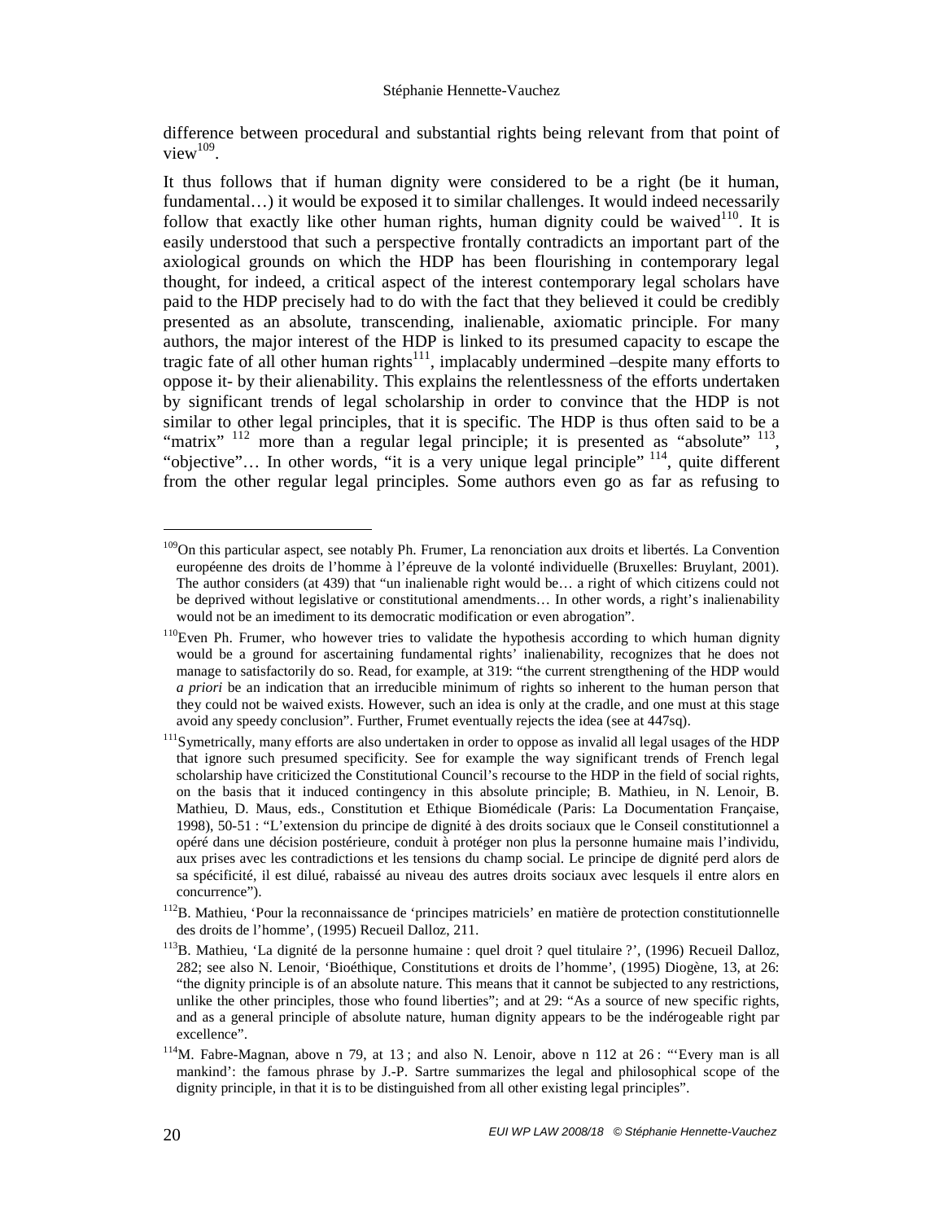difference between procedural and substantial rights being relevant from that point of view[109].

It thus follows that if human dignity were considered to be a right (be it human, fundamental…) it would be exposed it to similar challenges. It would indeed necessarily follow that exactly like other human rights, human dignity could be waived[110]. It is easily understood that such a perspective frontally contradicts an important part of the axiological grounds on which the HDP has been flourishing in contemporary legal thought, for indeed, a critical aspect of the interest contemporary legal scholars have paid to the HDP precisely had to do with the fact that they believed it could be credibly presented as an absolute, transcending, inalienable, axiomatic principle. For many authors, the major interest of the HDP is linked to its presumed capacity to escape the tragic fate of all other human rights[111], implacably undermined –despite many efforts to oppose it- by their alienability. This explains the relentlessness of the efforts undertaken by significant trends of legal scholarship in order to convince that the HDP is not similar to other legal principles, that it is specific. The HDP is thus often said to be a "matrix" [112] more than a regular legal principle; it is presented as "absolute" [113], "objective"… In other words, "it is a very unique legal principle" [114], quite different from the other regular legal principles. Some authors even go as far as refusing to

---

[109] On this particular aspect, see notably Ph. Frumer, La renonciation aux droits et libertés. La Convention européenne des droits de l'homme à l'épreuve de la volonté individuelle (Bruxelles: Bruylant, 2001). The author considers (at 439) that "un inalienable right would be… a right of which citizens could not be deprived without legislative or constitutional amendments… In other words, a right's inalienability would not be an imediment to its democratic modification or even abrogation".

[110] Even Ph. Frumer, who however tries to validate the hypothesis according to which human dignity would be a ground for ascertaining fundamental rights' inalienability, recognizes that he does not manage to satisfactorily do so. Read, for example, at 319: "the current strengthening of the HDP would *a priori* be an indication that an irreducible minimum of rights so inherent to the human person that they could not be waived exists. However, such an idea is only at the cradle, and one must at this stage avoid any speedy conclusion". Further, Frumet eventually rejects the idea (see at 447sq).

[111] Symetrically, many efforts are also undertaken in order to oppose as invalid all legal usages of the HDP that ignore such presumed specificity. See for example the way significant trends of French legal scholarship have criticized the Constitutional Council's recourse to the HDP in the field of social rights, on the basis that it induced contingency in this absolute principle; B. Mathieu, in N. Lenoir, B. Mathieu, D. Maus, eds., Constitution et Ethique Biomédicale (Paris: La Documentation Française, 1998), 50-51 : "L'extension du principe de dignité à des droits sociaux que le Conseil constitutionnel a opéré dans une décision postérieure, conduit à protéger non plus la personne humaine mais l'individu, aux prises avec les contradictions et les tensions du champ social. Le principe de dignité perd alors de sa spécificité, il est dilué, rabaissé au niveau des autres droits sociaux avec lesquels il entre alors en concurrence").

[112] B. Mathieu, 'Pour la reconnaissance de 'principes matriciels' en matière de protection constitutionnelle des droits de l'homme', (1995) Recueil Dalloz, 211.

[113] B. Mathieu, 'La dignité de la personne humaine : quel droit ? quel titulaire ?', (1996) Recueil Dalloz, 282; see also N. Lenoir, 'Bioéthique, Constitutions et droits de l'homme', (1995) Diogène, 13, at 26: "the dignity principle is of an absolute nature. This means that it cannot be subjected to any restrictions, unlike the other principles, those who found liberties"; and at 29: "As a source of new specific rights, and as a general principle of absolute nature, human dignity appears to be the indérogeable right par excellence".

[114] M. Fabre-Magnan, above n 79, at 13 ; and also N. Lenoir, above n 112 at 26 : "'Every man is all mankind': the famous phrase by J.-P. Sartre summarizes the legal and philosophical scope of the dignity principle, in that it is to be distinguished from all other existing legal principles".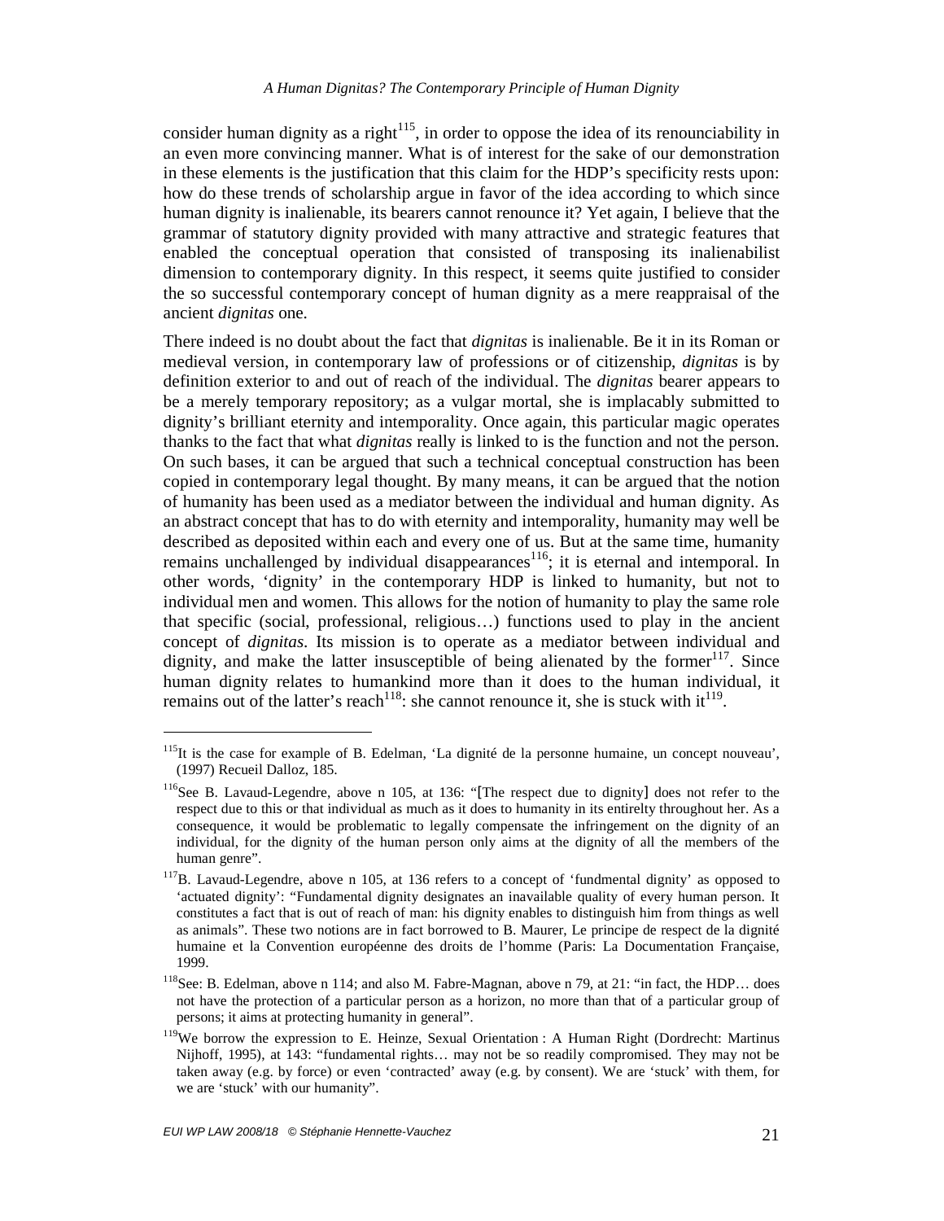consider human dignity as a right[115], in order to oppose the idea of its renounciability in an even more convincing manner. What is of interest for the sake of our demonstration in these elements is the justification that this claim for the HDP's specificity rests upon: how do these trends of scholarship argue in favor of the idea according to which since human dignity is inalienable, its bearers cannot renounce it? Yet again, I believe that the grammar of statutory dignity provided with many attractive and strategic features that enabled the conceptual operation that consisted of transposing its inalienabilist dimension to contemporary dignity. In this respect, it seems quite justified to consider the so successful contemporary concept of human dignity as a mere reappraisal of the ancient *dignitas* one.

There indeed is no doubt about the fact that *dignitas* is inalienable. Be it in its Roman or medieval version, in contemporary law of professions or of citizenship, *dignitas* is by definition exterior to and out of reach of the individual. The *dignitas* bearer appears to be a merely temporary repository; as a vulgar mortal, she is implacably submitted to dignity's brilliant eternity and intemporality. Once again, this particular magic operates thanks to the fact that what *dignitas* really is linked to is the function and not the person. On such bases, it can be argued that such a technical conceptual construction has been copied in contemporary legal thought. By many means, it can be argued that the notion of humanity has been used as a mediator between the individual and human dignity. As an abstract concept that has to do with eternity and intemporality, humanity may well be described as deposited within each and every one of us. But at the same time, humanity remains unchallenged by individual disappearances[116]; it is eternal and intemporal. In other words, 'dignity' in the contemporary HDP is linked to humanity, but not to individual men and women. This allows for the notion of humanity to play the same role that specific (social, professional, religious…) functions used to play in the ancient concept of *dignitas*. Its mission is to operate as a mediator between individual and dignity, and make the latter insusceptible of being alienated by the former[117]. Since human dignity relates to humankind more than it does to the human individual, it remains out of the latter's reach[118]: she cannot renounce it, she is stuck with it[119].

---

[115] It is the case for example of B. Edelman, 'La dignité de la personne humaine, un concept nouveau', (1997) Recueil Dalloz, 185.

[116] See B. Lavaud-Legendre, above n 105, at 136: "[The respect due to dignity] does not refer to the respect due to this or that individual as much as it does to humanity in its entirelty throughout her. As a consequence, it would be problematic to legally compensate the infringement on the dignity of an individual, for the dignity of the human person only aims at the dignity of all the members of the human genre".

[117] B. Lavaud-Legendre, above n 105, at 136 refers to a concept of 'fundmental dignity' as opposed to 'actuated dignity': "Fundamental dignity designates an inavailable quality of every human person. It constitutes a fact that is out of reach of man: his dignity enables to distinguish him from things as well as animals". These two notions are in fact borrowed to B. Maurer, Le principe de respect de la dignité humaine et la Convention européenne des droits de l'homme (Paris: La Documentation Française, 1999.

[118] See: B. Edelman, above n 114; and also M. Fabre-Magnan, above n 79, at 21: "in fact, the HDP… does not have the protection of a particular person as a horizon, no more than that of a particular group of persons; it aims at protecting humanity in general".

[119] We borrow the expression to E. Heinze, Sexual Orientation : A Human Right (Dordrecht: Martinus Nijhoff, 1995), at 143: "fundamental rights… may not be so readily compromised. They may not be taken away (e.g. by force) or even 'contracted' away (e.g. by consent). We are 'stuck' with them, for we are 'stuck' with our humanity".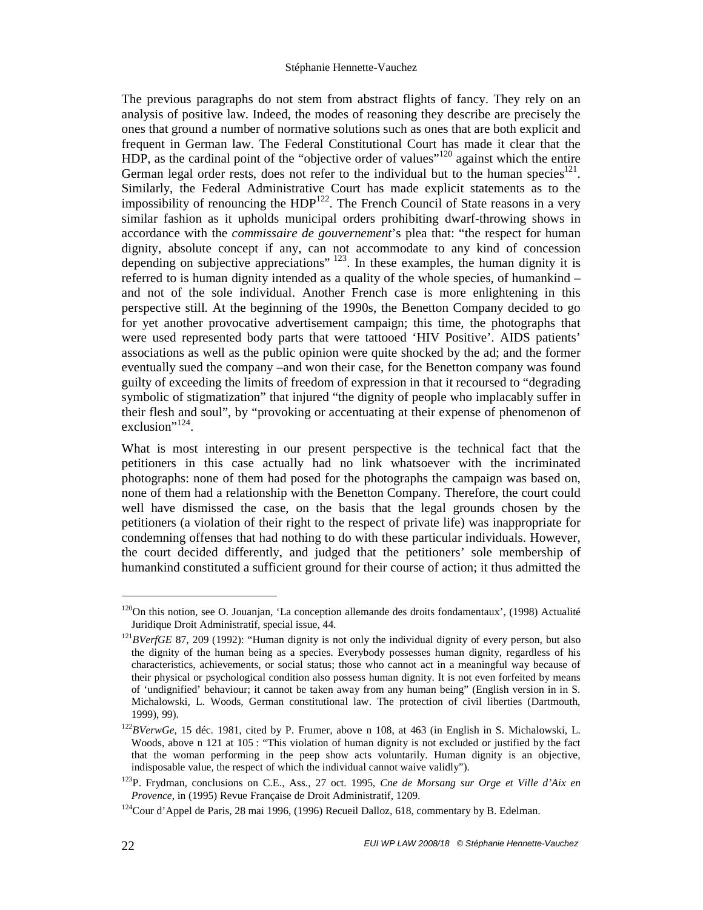The previous paragraphs do not stem from abstract flights of fancy. They rely on an analysis of positive law. Indeed, the modes of reasoning they describe are precisely the ones that ground a number of normative solutions such as ones that are both explicit and frequent in German law. The Federal Constitutional Court has made it clear that the HDP, as the cardinal point of the "objective order of values"[120] against which the entire German legal order rests, does not refer to the individual but to the human species[121]. Similarly, the Federal Administrative Court has made explicit statements as to the impossibility of renouncing the HDP[122]. The French Council of State reasons in a very similar fashion as it upholds municipal orders prohibiting dwarf-throwing shows in accordance with the *commissaire de gouvernement*'s plea that: "the respect for human dignity, absolute concept if any, can not accommodate to any kind of concession depending on subjective appreciations" [123]. In these examples, the human dignity it is referred to is human dignity intended as a quality of the whole species, of humankind – and not of the sole individual. Another French case is more enlightening in this perspective still. At the beginning of the 1990s, the Benetton Company decided to go for yet another provocative advertisement campaign; this time, the photographs that were used represented body parts that were tattooed 'HIV Positive'. AIDS patients' associations as well as the public opinion were quite shocked by the ad; and the former eventually sued the company –and won their case, for the Benetton company was found guilty of exceeding the limits of freedom of expression in that it recoursed to "degrading symbolic of stigmatization" that injured "the dignity of people who implacably suffer in their flesh and soul", by "provoking or accentuating at their expense of phenomenon of exclusion"[124].

What is most interesting in our present perspective is the technical fact that the petitioners in this case actually had no link whatsoever with the incriminated photographs: none of them had posed for the photographs the campaign was based on, none of them had a relationship with the Benetton Company. Therefore, the court could well have dismissed the case, on the basis that the legal grounds chosen by the petitioners (a violation of their right to the respect of private life) was inappropriate for condemning offenses that had nothing to do with these particular individuals. However, the court decided differently, and judged that the petitioners' sole membership of humankind constituted a sufficient ground for their course of action; it thus admitted the

---

[120] On this notion, see O. Jouanjan, 'La conception allemande des droits fondamentaux', (1998) Actualité Juridique Droit Administratif, special issue, 44.

[121] *BVerfGE* 87, 209 (1992): "Human dignity is not only the individual dignity of every person, but also the dignity of the human being as a species. Everybody possesses human dignity, regardless of his characteristics, achievements, or social status; those who cannot act in a meaningful way because of their physical or psychological condition also possess human dignity. It is not even forfeited by means of 'undignified' behaviour; it cannot be taken away from any human being" (English version in in S. Michalowski, L. Woods, German constitutional law. The protection of civil liberties (Dartmouth, 1999), 99).

[122] *BVerwGe*, 15 déc. 1981, cited by P. Frumer, above n 108, at 463 (in English in S. Michalowski, L. Woods, above n 121 at 105 : "This violation of human dignity is not excluded or justified by the fact that the woman performing in the peep show acts voluntarily. Human dignity is an objective, indisposable value, the respect of which the individual cannot waive validly").

[123] P. Frydman, conclusions on C.E., Ass., 27 oct. 1995, *Cne de Morsang sur Orge et Ville d'Aix en Provence*, in (1995) Revue Française de Droit Administratif, 1209.

[124] Cour d'Appel de Paris, 28 mai 1996, (1996) Recueil Dalloz, 618, commentary by B. Edelman.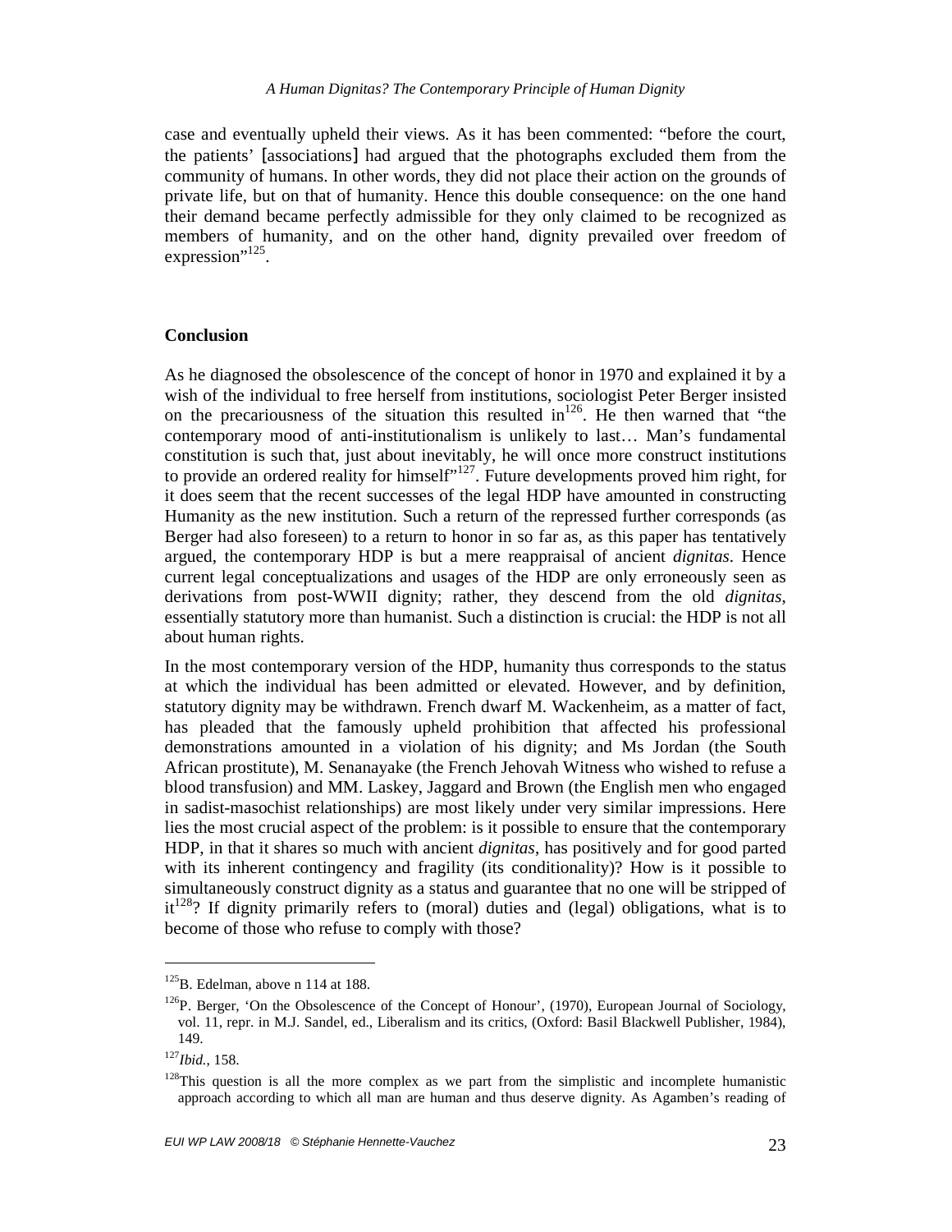case and eventually upheld their views. As it has been commented: "before the court, the patients' [associations] had argued that the photographs excluded them from the community of humans. In other words, they did not place their action on the grounds of private life, but on that of humanity. Hence this double consequence: on the one hand their demand became perfectly admissible for they only claimed to be recognized as members of humanity, and on the other hand, dignity prevailed over freedom of expression"[125].

## Conclusion

As he diagnosed the obsolescence of the concept of honor in 1970 and explained it by a wish of the individual to free herself from institutions, sociologist Peter Berger insisted on the precariousness of the situation this resulted in[126]. He then warned that "the contemporary mood of anti-institutionalism is unlikely to last… Man's fundamental constitution is such that, just about inevitably, he will once more construct institutions to provide an ordered reality for himself"[127]. Future developments proved him right, for it does seem that the recent successes of the legal HDP have amounted in constructing Humanity as the new institution. Such a return of the repressed further corresponds (as Berger had also foreseen) to a return to honor in so far as, as this paper has tentatively argued, the contemporary HDP is but a mere reappraisal of ancient *dignitas*. Hence current legal conceptualizations and usages of the HDP are only erroneously seen as derivations from post-WWII dignity; rather, they descend from the old *dignitas*, essentially statutory more than humanist. Such a distinction is crucial: the HDP is not all about human rights.

In the most contemporary version of the HDP, humanity thus corresponds to the status at which the individual has been admitted or elevated. However, and by definition, statutory dignity may be withdrawn. French dwarf M. Wackenheim, as a matter of fact, has pleaded that the famously upheld prohibition that affected his professional demonstrations amounted in a violation of his dignity; and Ms Jordan (the South African prostitute), M. Senanayake (the French Jehovah Witness who wished to refuse a blood transfusion) and MM. Laskey, Jaggard and Brown (the English men who engaged in sadist-masochist relationships) are most likely under very similar impressions. Here lies the most crucial aspect of the problem: is it possible to ensure that the contemporary HDP, in that it shares so much with ancient *dignitas*, has positively and for good parted with its inherent contingency and fragility (its conditionality)? How is it possible to simultaneously construct dignity as a status and guarantee that no one will be stripped of it[128]? If dignity primarily refers to (moral) duties and (legal) obligations, what is to become of those who refuse to comply with those?

---

[125] B. Edelman, above n 114 at 188.

[126] P. Berger, 'On the Obsolescence of the Concept of Honour', (1970), European Journal of Sociology, vol. 11, repr. in M.J. Sandel, ed., Liberalism and its critics, (Oxford: Basil Blackwell Publisher, 1984), 149.

[127] *Ibid.*, 158.

[128] This question is all the more complex as we part from the simplistic and incomplete humanistic approach according to which all man are human and thus deserve dignity. As Agamben's reading of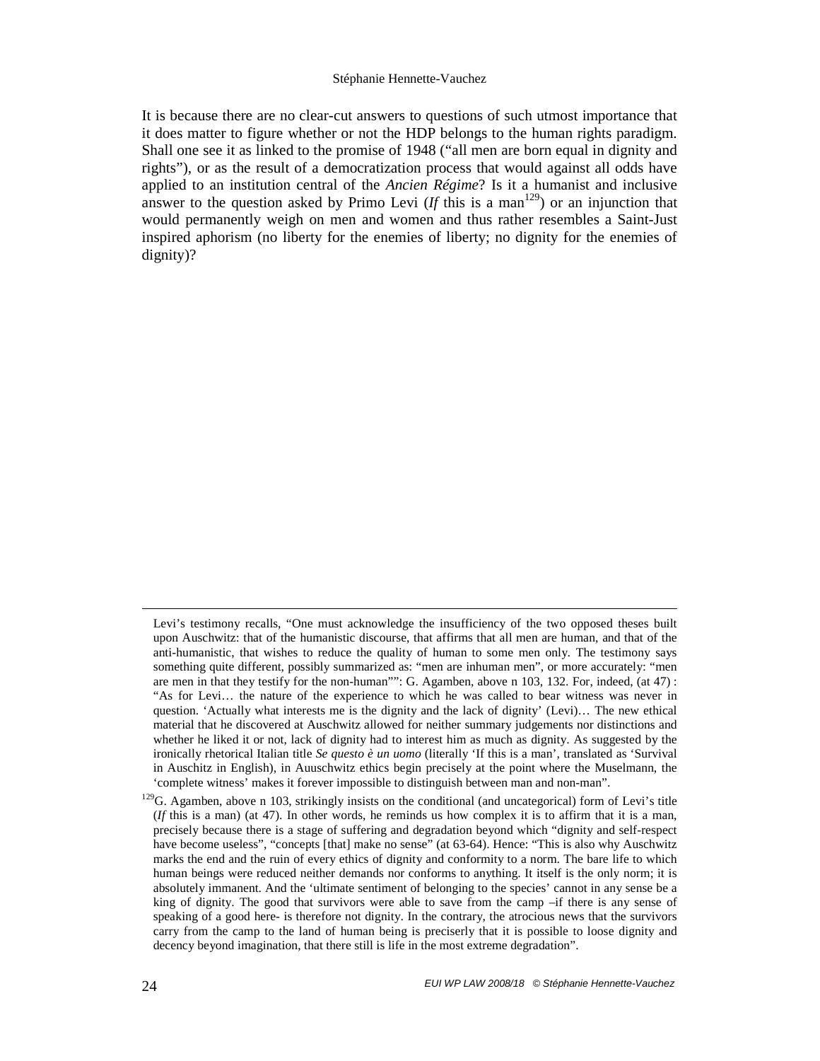It is because there are no clear-cut answers to questions of such utmost importance that it does matter to figure whether or not the HDP belongs to the human rights paradigm. Shall one see it as linked to the promise of 1948 ("all men are born equal in dignity and rights"), or as the result of a democratization process that would against all odds have applied to an institution central of the *Ancien Régime*? Is it a humanist and inclusive answer to the question asked by Primo Levi (*If* this is a man[129]) or an injunction that would permanently weigh on men and women and thus rather resembles a Saint-Just inspired aphorism (no liberty for the enemies of liberty; no dignity for the enemies of dignity)?

---

Levi's testimony recalls, "One must acknowledge the insufficiency of the two opposed theses built upon Auschwitz: that of the humanistic discourse, that affirms that all men are human, and that of the anti-humanistic, that wishes to reduce the quality of human to some men only. The testimony says something quite different, possibly summarized as: "men are inhuman men", or more accurately: "men are men in that they testify for the non-human"": G. Agamben, above n 103, 132. For, indeed, (at 47) : "As for Levi… the nature of the experience to which he was called to bear witness was never in question. 'Actually what interests me is the dignity and the lack of dignity' (Levi)… The new ethical material that he discovered at Auschwitz allowed for neither summary judgements nor distinctions and whether he liked it or not, lack of dignity had to interest him as much as dignity. As suggested by the ironically rhetorical Italian title *Se questo è un uomo* (literally 'If this is a man', translated as 'Survival in Auschitz in English), in Auuschwitz ethics begin precisely at the point where the Muselmann, the 'complete witness' makes it forever impossible to distinguish between man and non-man".

[129] G. Agamben, above n 103, strikingly insists on the conditional (and uncategorical) form of Levi's title (*If* this is a man) (at 47). In other words, he reminds us how complex it is to affirm that it is a man, precisely because there is a stage of suffering and degradation beyond which "dignity and self-respect have become useless", "concepts [that] make no sense" (at 63-64). Hence: "This is also why Auschwitz marks the end and the ruin of every ethics of dignity and conformity to a norm. The bare life to which human beings were reduced neither demands nor conforms to anything. It itself is the only norm; it is absolutely immanent. And the 'ultimate sentiment of belonging to the species' cannot in any sense be a king of dignity. The good that survivors were able to save from the camp –if there is any sense of speaking of a good here- is therefore not dignity. In the contrary, the atrocious news that the survivors carry from the camp to the land of human being is preciserly that it is possible to loose dignity and decency beyond imagination, that there still is life in the most extreme degradation".